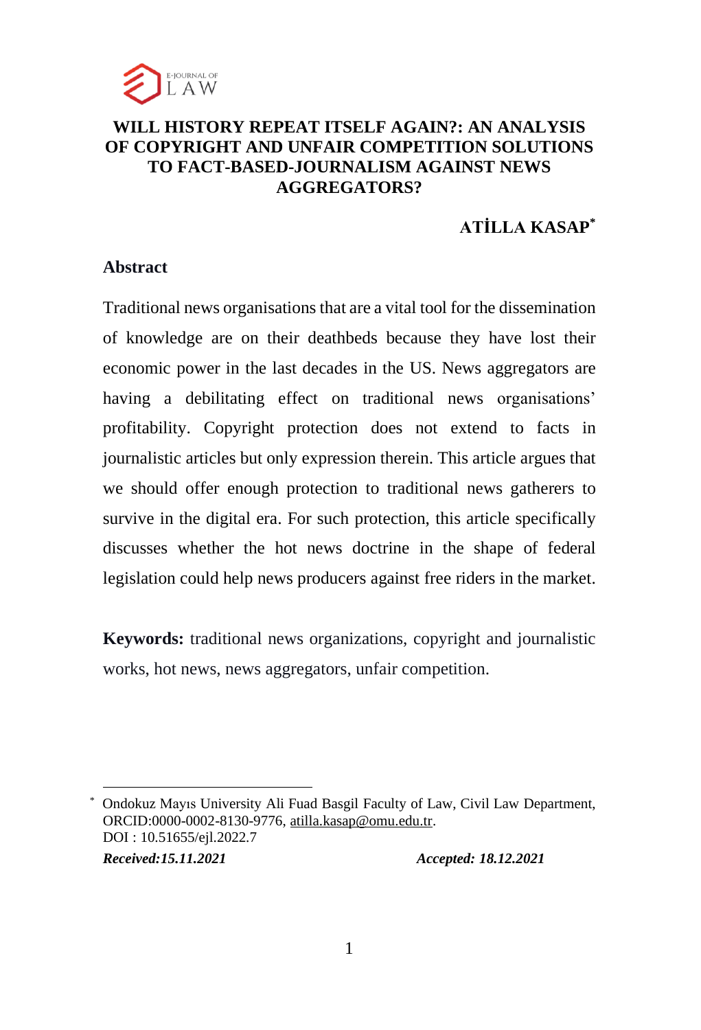# WILL HISTORY REPEAT ITSELF AGAIN?: AN ANALYSIS OF COPYRIGHT AND UNFAIR COMPETITION SOLUTIONS TO FACT-BASED-JOURNALISM AGAINST NEWS AGGREGATORS?

**ATİLLA KASAP***

## Abstract

Traditional news organisations that are a vital tool for the dissemination of knowledge are on their deathbeds because they have lost their economic power in the last decades in the US. News aggregators are having a debilitating effect on traditional news organisations' profitability. Copyright protection does not extend to facts in journalistic articles but only expression therein. This article argues that we should offer enough protection to traditional news gatherers to survive in the digital era. For such protection, this article specifically discusses whether the hot news doctrine in the shape of federal legislation could help news producers against free riders in the market.

**Keywords:** traditional news organizations, copyright and journalistic works, hot news, news aggregators, unfair competition.

---

\* Ondokuz Mayıs University Ali Fuad Basgil Faculty of Law, Civil Law Department, ORCID:0000-0002-8130-9776, atilla.kasap@omu.edu.tr.
DOI : 10.51655/ejl.2022.7

***Received:15.11.2021*** ***Accepted: 18.12.2021***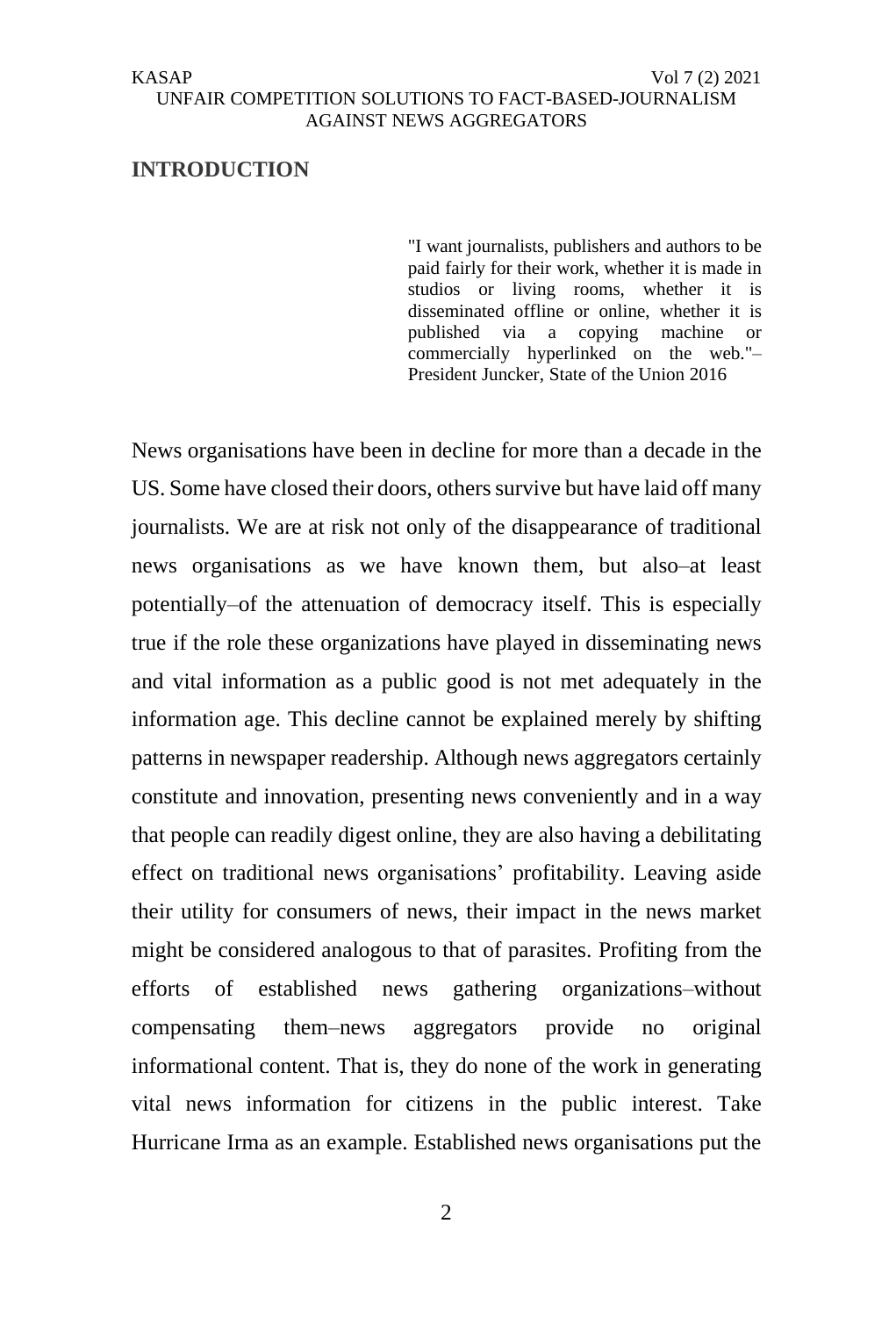## INTRODUCTION

> "I want journalists, publishers and authors to be paid fairly for their work, whether it is made in studios or living rooms, whether it is disseminated offline or online, whether it is published via a copying machine or commercially hyperlinked on the web."– President Juncker, State of the Union 2016

News organisations have been in decline for more than a decade in the US. Some have closed their doors, others survive but have laid off many journalists. We are at risk not only of the disappearance of traditional news organisations as we have known them, but also–at least potentially–of the attenuation of democracy itself. This is especially true if the role these organizations have played in disseminating news and vital information as a public good is not met adequately in the information age. This decline cannot be explained merely by shifting patterns in newspaper readership. Although news aggregators certainly constitute and innovation, presenting news conveniently and in a way that people can readily digest online, they are also having a debilitating effect on traditional news organisations' profitability. Leaving aside their utility for consumers of news, their impact in the news market might be considered analogous to that of parasites. Profiting from the efforts of established news gathering organizations–without compensating them–news aggregators provide no original informational content. That is, they do none of the work in generating vital news information for citizens in the public interest. Take Hurricane Irma as an example. Established news organisations put the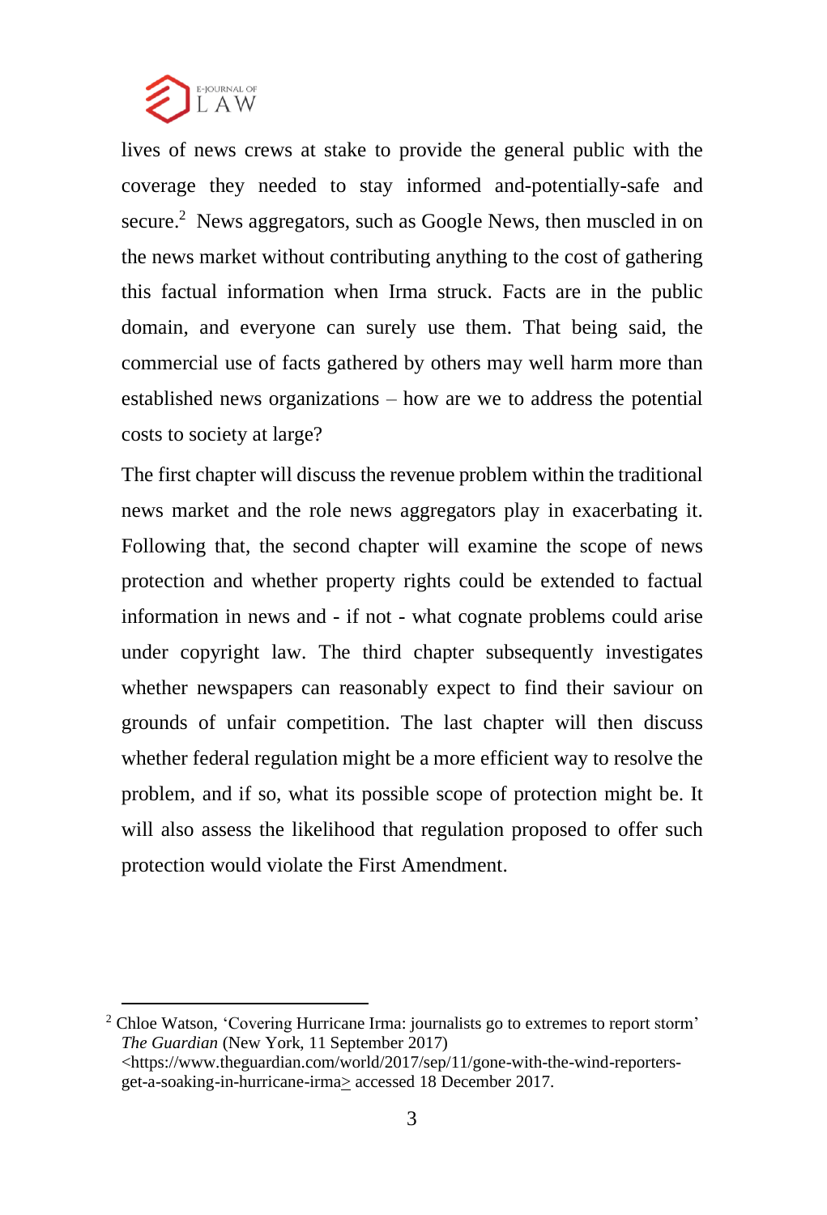lives of news crews at stake to provide the general public with the coverage they needed to stay informed and-potentially-safe and secure.[2] News aggregators, such as Google News, then muscled in on the news market without contributing anything to the cost of gathering this factual information when Irma struck. Facts are in the public domain, and everyone can surely use them. That being said, the commercial use of facts gathered by others may well harm more than established news organizations – how are we to address the potential costs to society at large?

The first chapter will discuss the revenue problem within the traditional news market and the role news aggregators play in exacerbating it. Following that, the second chapter will examine the scope of news protection and whether property rights could be extended to factual information in news and - if not - what cognate problems could arise under copyright law. The third chapter subsequently investigates whether newspapers can reasonably expect to find their saviour on grounds of unfair competition. The last chapter will then discuss whether federal regulation might be a more efficient way to resolve the problem, and if so, what its possible scope of protection might be. It will also assess the likelihood that regulation proposed to offer such protection would violate the First Amendment.

---

[2] Chloe Watson, 'Covering Hurricane Irma: journalists go to extremes to report storm' *The Guardian* (New York, 11 September 2017) <https://www.theguardian.com/world/2017/sep/11/gone-with-the-wind-reporters-get-a-soaking-in-hurricane-irma> accessed 18 December 2017.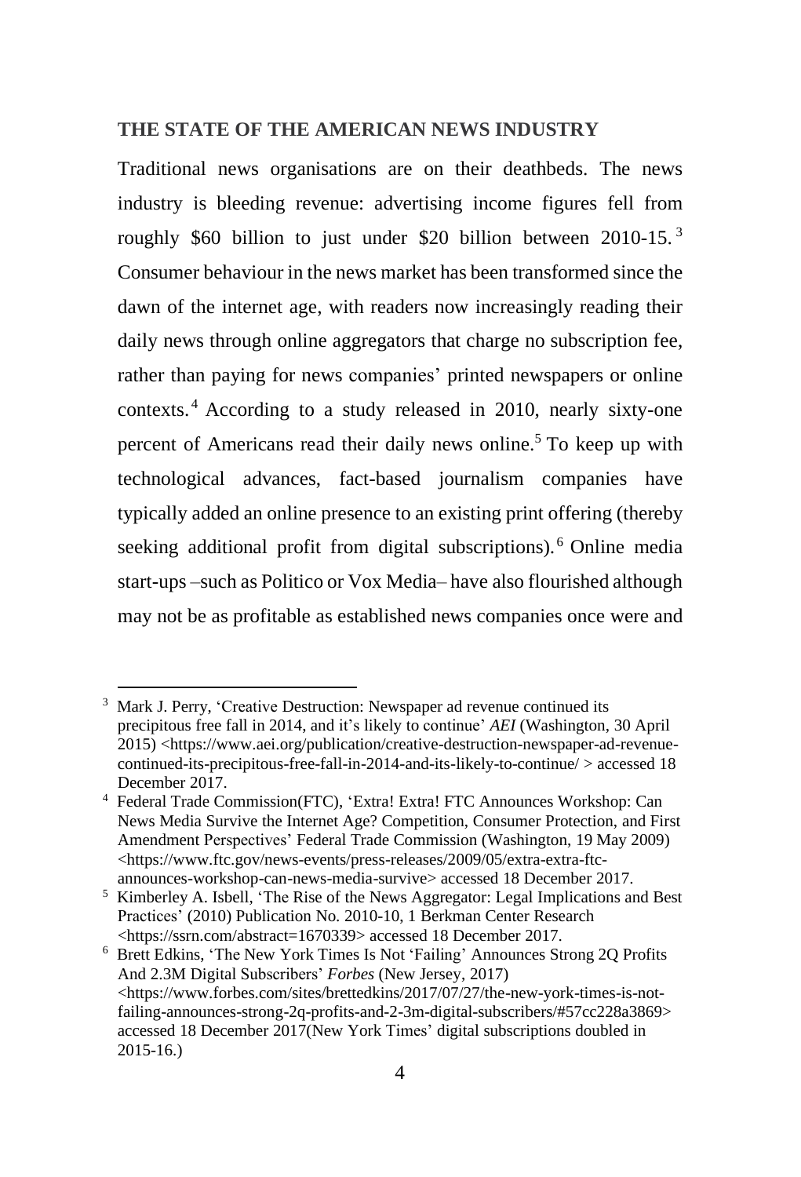## THE STATE OF THE AMERICAN NEWS INDUSTRY

Traditional news organisations are on their deathbeds. The news industry is bleeding revenue: advertising income figures fell from roughly $60 billion to just under $20 billion between 2010-15.[3] Consumer behaviour in the news market has been transformed since the dawn of the internet age, with readers now increasingly reading their daily news through online aggregators that charge no subscription fee, rather than paying for news companies' printed newspapers or online contexts.[4] According to a study released in 2010, nearly sixty-one percent of Americans read their daily news online.[5] To keep up with technological advances, fact-based journalism companies have typically added an online presence to an existing print offering (thereby seeking additional profit from digital subscriptions).[6] Online media start-ups –such as Politico or Vox Media– have also flourished although may not be as profitable as established news companies once were and

---

[3] Mark J. Perry, 'Creative Destruction: Newspaper ad revenue continued its precipitous free fall in 2014, and it's likely to continue' *AEI* (Washington, 30 April 2015) <https://www.aei.org/publication/creative-destruction-newspaper-ad-revenue-continued-its-precipitous-free-fall-in-2014-and-its-likely-to-continue/ > accessed 18 December 2017.

[4] Federal Trade Commission(FTC), 'Extra! Extra! FTC Announces Workshop: Can News Media Survive the Internet Age? Competition, Consumer Protection, and First Amendment Perspectives' Federal Trade Commission (Washington, 19 May 2009) <https://www.ftc.gov/news-events/press-releases/2009/05/extra-extra-ftc-announces-workshop-can-news-media-survive> accessed 18 December 2017.

[5] Kimberley A. Isbell, 'The Rise of the News Aggregator: Legal Implications and Best Practices' (2010) Publication No. 2010-10, 1 Berkman Center Research <https://ssrn.com/abstract=1670339> accessed 18 December 2017.

[6] Brett Edkins, 'The New York Times Is Not 'Failing' Announces Strong 2Q Profits And 2.3M Digital Subscribers' *Forbes* (New Jersey, 2017) <https://www.forbes.com/sites/brettedkins/2017/07/27/the-new-york-times-is-not-failing-announces-strong-2q-profits-and-2-3m-digital-subscribers/#57cc228a3869> accessed 18 December 2017(New York Times' digital subscriptions doubled in 2015-16.)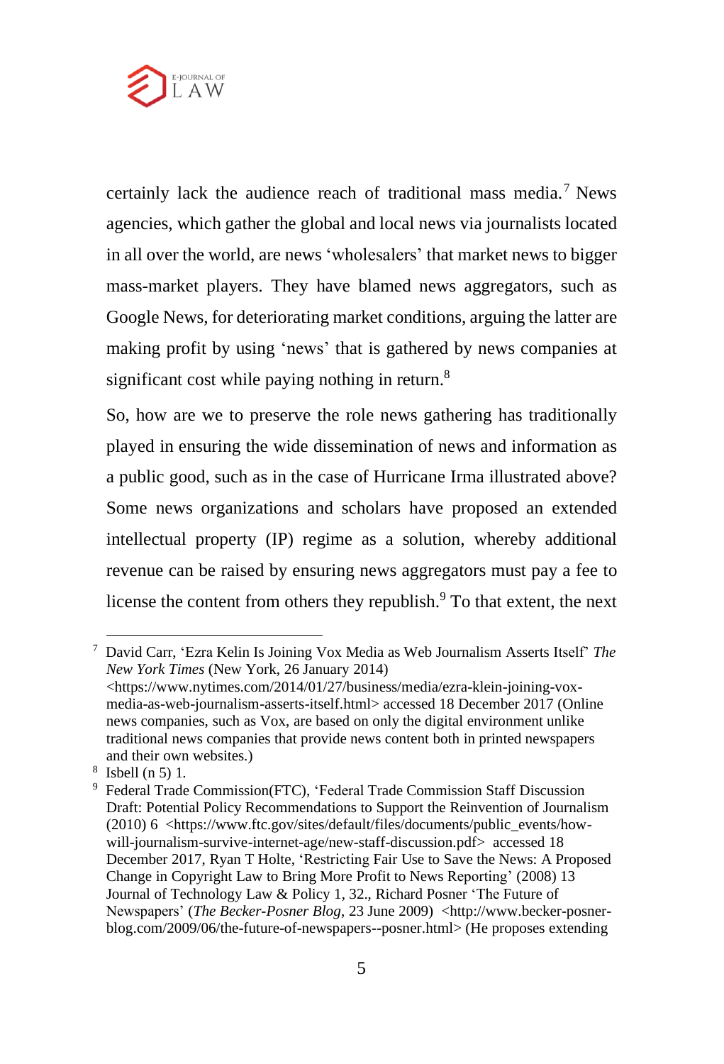certainly lack the audience reach of traditional mass media.[7] News agencies, which gather the global and local news via journalists located in all over the world, are news 'wholesalers' that market news to bigger mass-market players. They have blamed news aggregators, such as Google News, for deteriorating market conditions, arguing the latter are making profit by using 'news' that is gathered by news companies at significant cost while paying nothing in return.[8]

So, how are we to preserve the role news gathering has traditionally played in ensuring the wide dissemination of news and information as a public good, such as in the case of Hurricane Irma illustrated above? Some news organizations and scholars have proposed an extended intellectual property (IP) regime as a solution, whereby additional revenue can be raised by ensuring news aggregators must pay a fee to license the content from others they republish.[9] To that extent, the next

---

[7] David Carr, 'Ezra Kelin Is Joining Vox Media as Web Journalism Asserts Itself' *The New York Times* (New York, 26 January 2014) <https://www.nytimes.com/2014/01/27/business/media/ezra-klein-joining-vox-media-as-web-journalism-asserts-itself.html> accessed 18 December 2017 (Online news companies, such as Vox, are based on only the digital environment unlike traditional news companies that provide news content both in printed newspapers and their own websites.)

[8] Isbell (n 5) 1.

[9] Federal Trade Commission(FTC), 'Federal Trade Commission Staff Discussion Draft: Potential Policy Recommendations to Support the Reinvention of Journalism (2010) 6 <https://www.ftc.gov/sites/default/files/documents/public_events/how-will-journalism-survive-internet-age/new-staff-discussion.pdf> accessed 18 December 2017, Ryan T Holte, 'Restricting Fair Use to Save the News: A Proposed Change in Copyright Law to Bring More Profit to News Reporting' (2008) 13 Journal of Technology Law & Policy 1, 32., Richard Posner 'The Future of Newspapers' (*The Becker-Posner Blog*, 23 June 2009) <http://www.becker-posner-blog.com/2009/06/the-future-of-newspapers--posner.html> (He proposes extending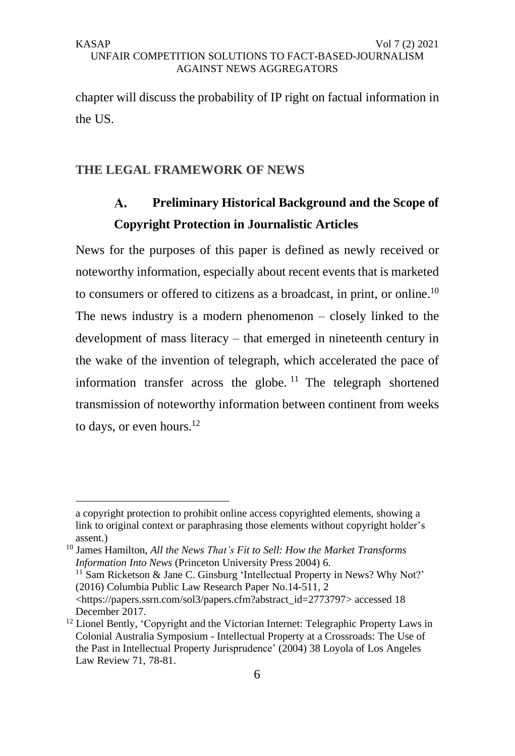chapter will discuss the probability of IP right on factual information in the US.

## THE LEGAL FRAMEWORK OF NEWS

### A. Preliminary Historical Background and the Scope of Copyright Protection in Journalistic Articles

News for the purposes of this paper is defined as newly received or noteworthy information, especially about recent events that is marketed to consumers or offered to citizens as a broadcast, in print, or online.[10] The news industry is a modern phenomenon – closely linked to the development of mass literacy – that emerged in nineteenth century in the wake of the invention of telegraph, which accelerated the pace of information transfer across the globe.[11] The telegraph shortened transmission of noteworthy information between continent from weeks to days, or even hours.[12]

---

a copyright protection to prohibit online access copyrighted elements, showing a link to original context or paraphrasing those elements without copyright holder's assent.)

[10] James Hamilton, *All the News That's Fit to Sell: How the Market Transforms Information Into News* (Princeton University Press 2004) 6.

[11] Sam Ricketson & Jane C. Ginsburg 'Intellectual Property in News? Why Not?' (2016) Columbia Public Law Research Paper No.14-511, 2 <https://papers.ssrn.com/sol3/papers.cfm?abstract_id=2773797> accessed 18 December 2017.

[12] Lionel Bently, 'Copyright and the Victorian Internet: Telegraphic Property Laws in Colonial Australia Symposium - Intellectual Property at a Crossroads: The Use of the Past in Intellectual Property Jurisprudence' (2004) 38 Loyola of Los Angeles Law Review 71, 78-81.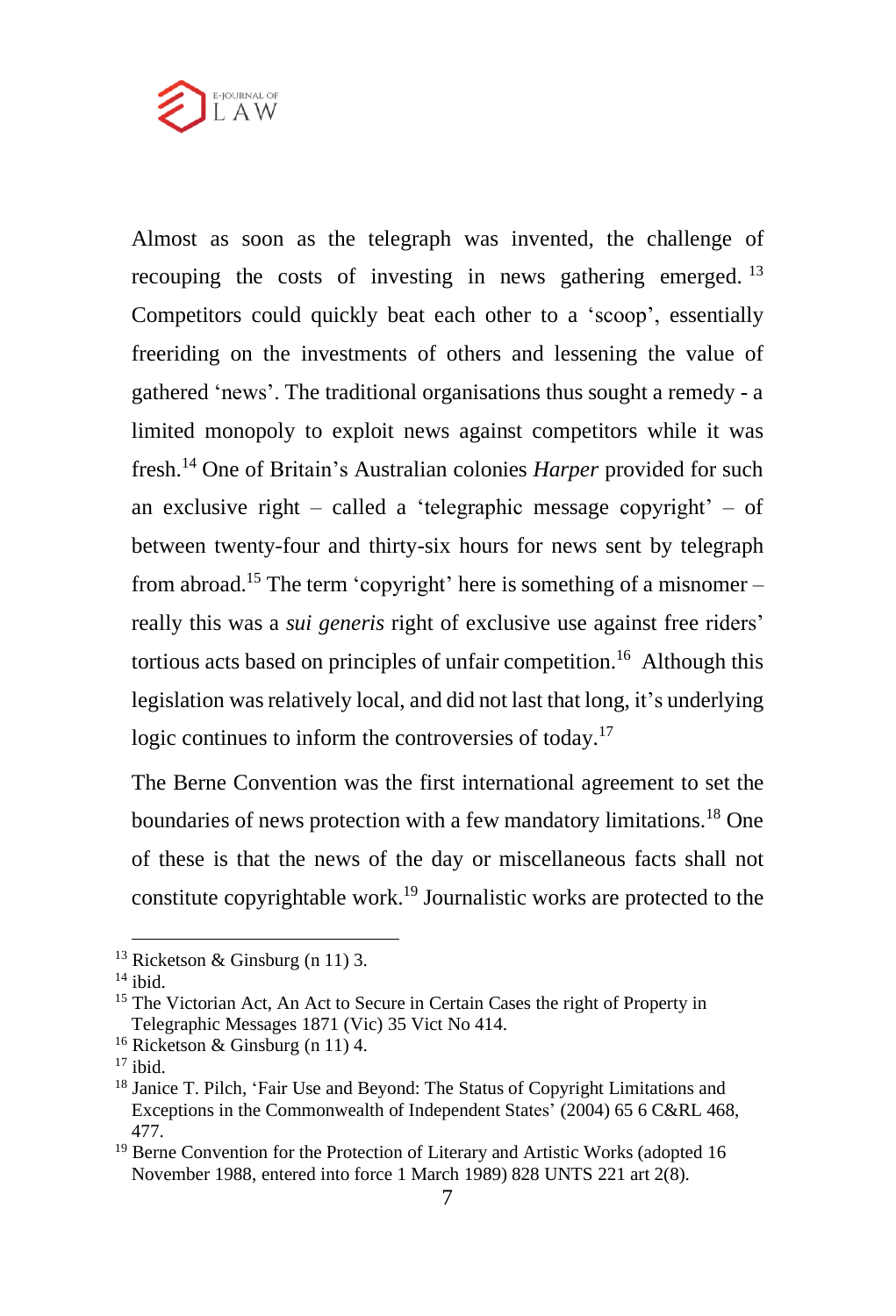Almost as soon as the telegraph was invented, the challenge of recouping the costs of investing in news gathering emerged. [13] Competitors could quickly beat each other to a 'scoop', essentially freeriding on the investments of others and lessening the value of gathered 'news'. The traditional organisations thus sought a remedy - a limited monopoly to exploit news against competitors while it was fresh.[14] One of Britain's Australian colonies *Harper* provided for such an exclusive right – called a 'telegraphic message copyright' – of between twenty-four and thirty-six hours for news sent by telegraph from abroad.[15] The term 'copyright' here is something of a misnomer – really this was a *sui generis* right of exclusive use against free riders' tortious acts based on principles of unfair competition.[16] Although this legislation was relatively local, and did not last that long, it's underlying logic continues to inform the controversies of today.[17]

The Berne Convention was the first international agreement to set the boundaries of news protection with a few mandatory limitations.[18] One of these is that the news of the day or miscellaneous facts shall not constitute copyrightable work.[19] Journalistic works are protected to the

---

[13] Ricketson & Ginsburg (n 11) 3.

[14] ibid.

[15] The Victorian Act, An Act to Secure in Certain Cases the right of Property in Telegraphic Messages 1871 (Vic) 35 Vict No 414.

[16] Ricketson & Ginsburg (n 11) 4.

[17] ibid.

[18] Janice T. Pilch, 'Fair Use and Beyond: The Status of Copyright Limitations and Exceptions in the Commonwealth of Independent States' (2004) 65 6 C&RL 468, 477.

[19] Berne Convention for the Protection of Literary and Artistic Works (adopted 16 November 1988, entered into force 1 March 1989) 828 UNTS 221 art 2(8).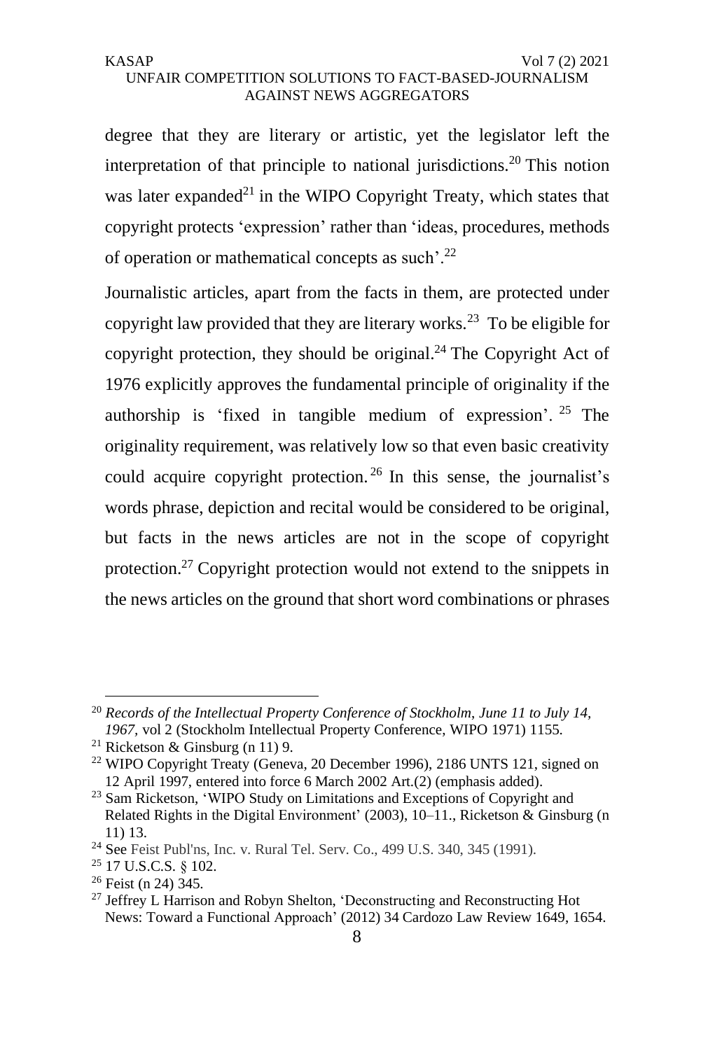degree that they are literary or artistic, yet the legislator left the interpretation of that principle to national jurisdictions.[20] This notion was later expanded[21] in the WIPO Copyright Treaty, which states that copyright protects 'expression' rather than 'ideas, procedures, methods of operation or mathematical concepts as such'.[22]

Journalistic articles, apart from the facts in them, are protected under copyright law provided that they are literary works.[23] To be eligible for copyright protection, they should be original.[24] The Copyright Act of 1976 explicitly approves the fundamental principle of originality if the authorship is 'fixed in tangible medium of expression'.[25] The originality requirement, was relatively low so that even basic creativity could acquire copyright protection.[26] In this sense, the journalist's words phrase, depiction and recital would be considered to be original, but facts in the news articles are not in the scope of copyright protection.[27] Copyright protection would not extend to the snippets in the news articles on the ground that short word combinations or phrases

---

[20] *Records of the Intellectual Property Conference of Stockholm, June 11 to July 14, 1967*, vol 2 (Stockholm Intellectual Property Conference, WIPO 1971) 1155.

[21] Ricketson & Ginsburg (n 11) 9.

[22] WIPO Copyright Treaty (Geneva, 20 December 1996), 2186 UNTS 121, signed on 12 April 1997, entered into force 6 March 2002 Art.(2) (emphasis added).

[23] Sam Ricketson, 'WIPO Study on Limitations and Exceptions of Copyright and Related Rights in the Digital Environment' (2003), 10–11., Ricketson & Ginsburg (n 11) 13.

[24] See Feist Publ'ns, Inc. v. Rural Tel. Serv. Co., 499 U.S. 340, 345 (1991).

[25] 17 U.S.C.S. § 102.

[26] Feist (n 24) 345.

[27] Jeffrey L Harrison and Robyn Shelton, 'Deconstructing and Reconstructing Hot News: Toward a Functional Approach' (2012) 34 Cardozo Law Review 1649, 1654.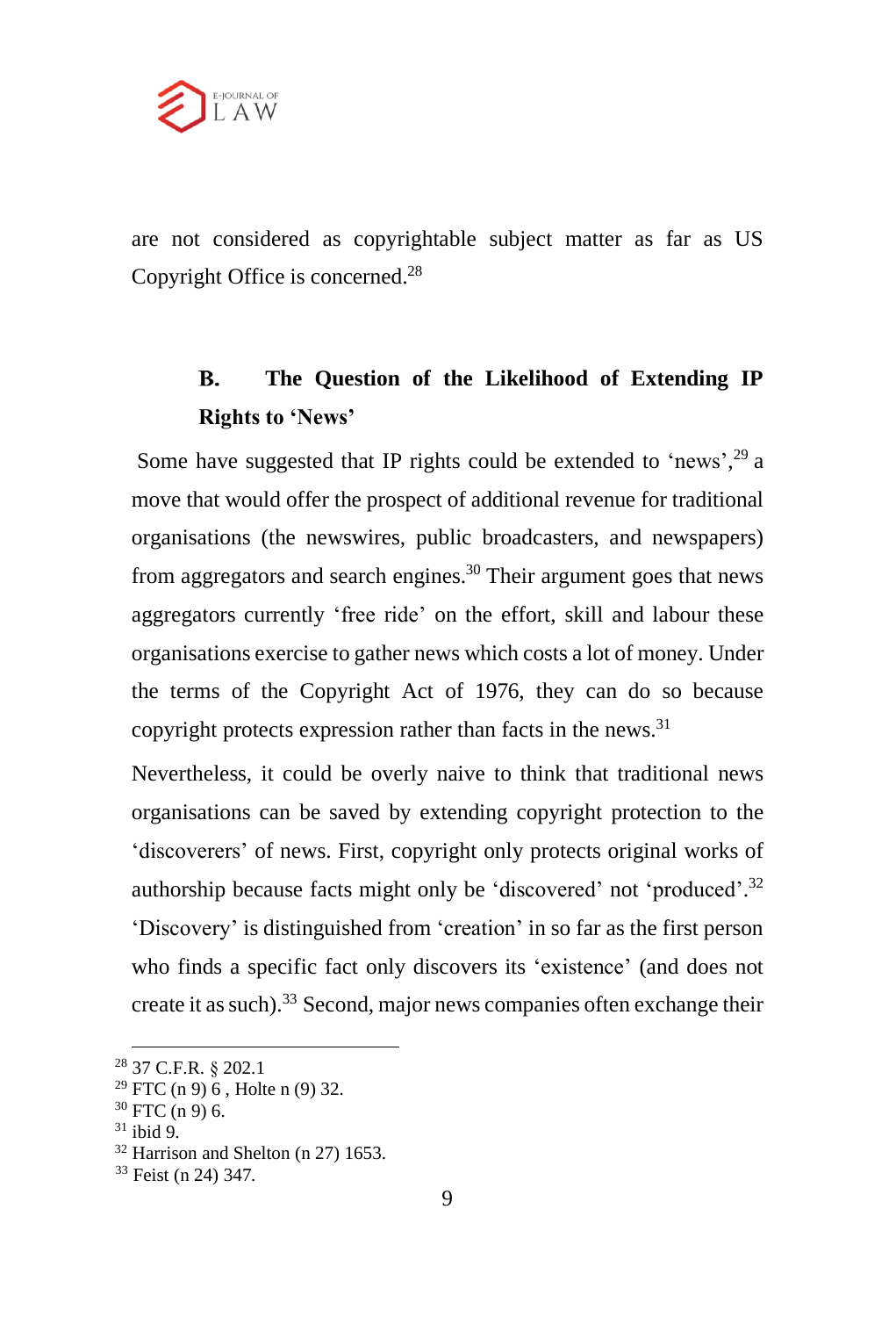are not considered as copyrightable subject matter as far as US Copyright Office is concerned.[28]

### B. The Question of the Likelihood of Extending IP Rights to 'News'

Some have suggested that IP rights could be extended to 'news',[29] a move that would offer the prospect of additional revenue for traditional organisations (the newswires, public broadcasters, and newspapers) from aggregators and search engines.[30] Their argument goes that news aggregators currently 'free ride' on the effort, skill and labour these organisations exercise to gather news which costs a lot of money. Under the terms of the Copyright Act of 1976, they can do so because copyright protects expression rather than facts in the news.[31]

Nevertheless, it could be overly naive to think that traditional news organisations can be saved by extending copyright protection to the 'discoverers' of news. First, copyright only protects original works of authorship because facts might only be 'discovered' not 'produced'.[32] 'Discovery' is distinguished from 'creation' in so far as the first person who finds a specific fact only discovers its 'existence' (and does not create it as such).[33] Second, major news companies often exchange their

---

[28] 37 C.F.R. § 202.1

[29] FTC (n 9) 6 , Holte n (9) 32.

[30] FTC (n 9) 6.

[31] ibid 9.

[32] Harrison and Shelton (n 27) 1653.

[33] Feist (n 24) 347.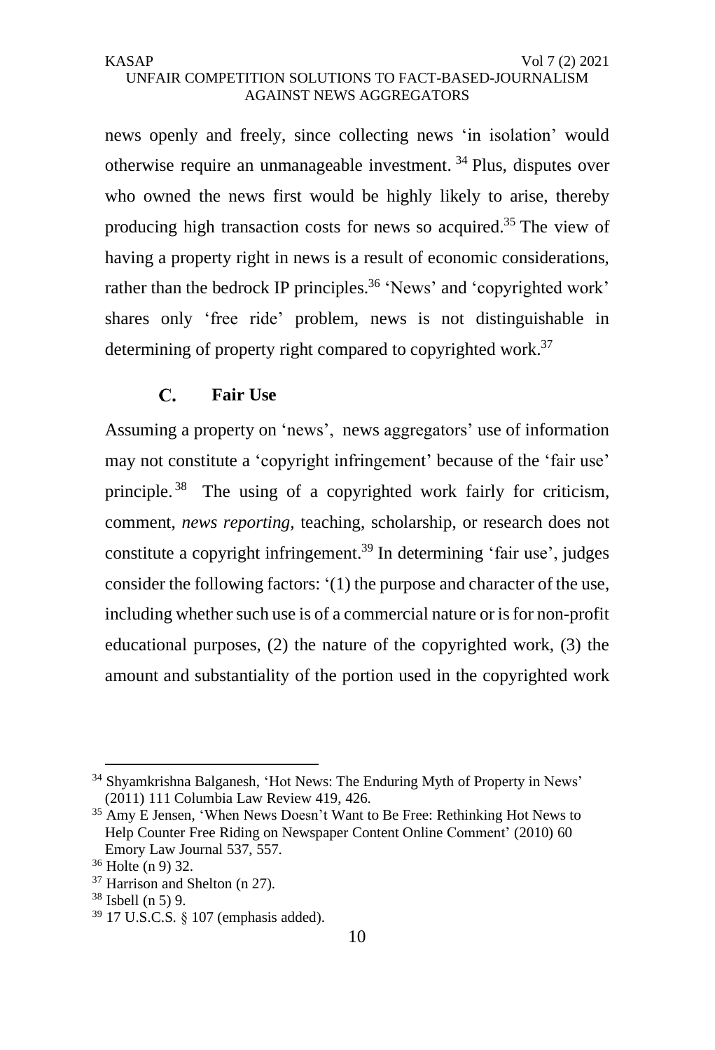news openly and freely, since collecting news 'in isolation' would otherwise require an unmanageable investment.[34] Plus, disputes over who owned the news first would be highly likely to arise, thereby producing high transaction costs for news so acquired.[35] The view of having a property right in news is a result of economic considerations, rather than the bedrock IP principles.[36] 'News' and 'copyrighted work' shares only 'free ride' problem, news is not distinguishable in determining of property right compared to copyrighted work.[37]

### C. Fair Use

Assuming a property on 'news', news aggregators' use of information may not constitute a 'copyright infringement' because of the 'fair use' principle.[38] The using of a copyrighted work fairly for criticism, comment, *news reporting*, teaching, scholarship, or research does not constitute a copyright infringement.[39] In determining 'fair use', judges consider the following factors: '(1) the purpose and character of the use, including whether such use is of a commercial nature or is for non-profit educational purposes, (2) the nature of the copyrighted work, (3) the amount and substantiality of the portion used in the copyrighted work

---

[34] Shyamkrishna Balganesh, 'Hot News: The Enduring Myth of Property in News' (2011) 111 Columbia Law Review 419, 426.

[35] Amy E Jensen, 'When News Doesn't Want to Be Free: Rethinking Hot News to Help Counter Free Riding on Newspaper Content Online Comment' (2010) 60 Emory Law Journal 537, 557.

[36] Holte (n 9) 32.

[37] Harrison and Shelton (n 27).

[38] Isbell (n 5) 9.

[39] 17 U.S.C.S. § 107 (emphasis added).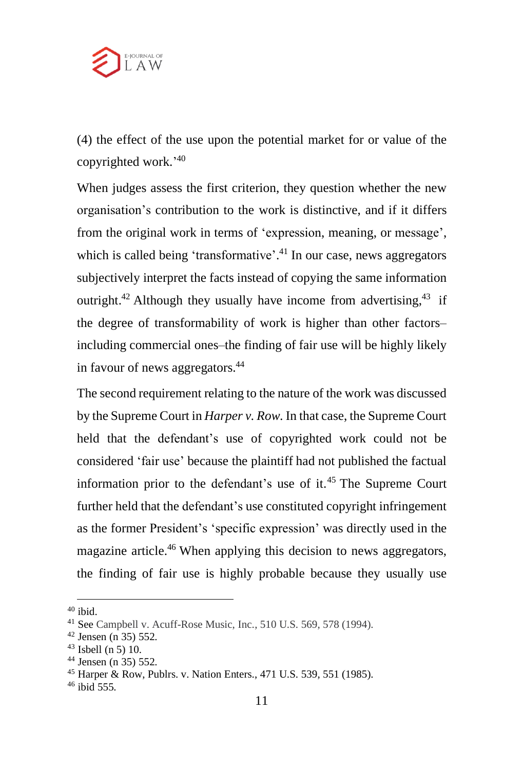(4) the effect of the use upon the potential market for or value of the copyrighted work.'[40]

When judges assess the first criterion, they question whether the new organisation's contribution to the work is distinctive, and if it differs from the original work in terms of 'expression, meaning, or message', which is called being 'transformative'.[41] In our case, news aggregators subjectively interpret the facts instead of copying the same information outright.[42] Although they usually have income from advertising,[43] if the degree of transformability of work is higher than other factors– including commercial ones–the finding of fair use will be highly likely in favour of news aggregators.[44]

The second requirement relating to the nature of the work was discussed by the Supreme Court in *Harper v. Row*. In that case, the Supreme Court held that the defendant's use of copyrighted work could not be considered 'fair use' because the plaintiff had not published the factual information prior to the defendant's use of it.[45] The Supreme Court further held that the defendant's use constituted copyright infringement as the former President's 'specific expression' was directly used in the magazine article.[46] When applying this decision to news aggregators, the finding of fair use is highly probable because they usually use

---

[40] ibid.

[41] See Campbell v. Acuff-Rose Music, Inc., 510 U.S. 569, 578 (1994).

[42] Jensen (n 35) 552.

[43] Isbell (n 5) 10.

[44] Jensen (n 35) 552.

[45] Harper & Row, Publrs. v. Nation Enters., 471 U.S. 539, 551 (1985).

[46] ibid 555.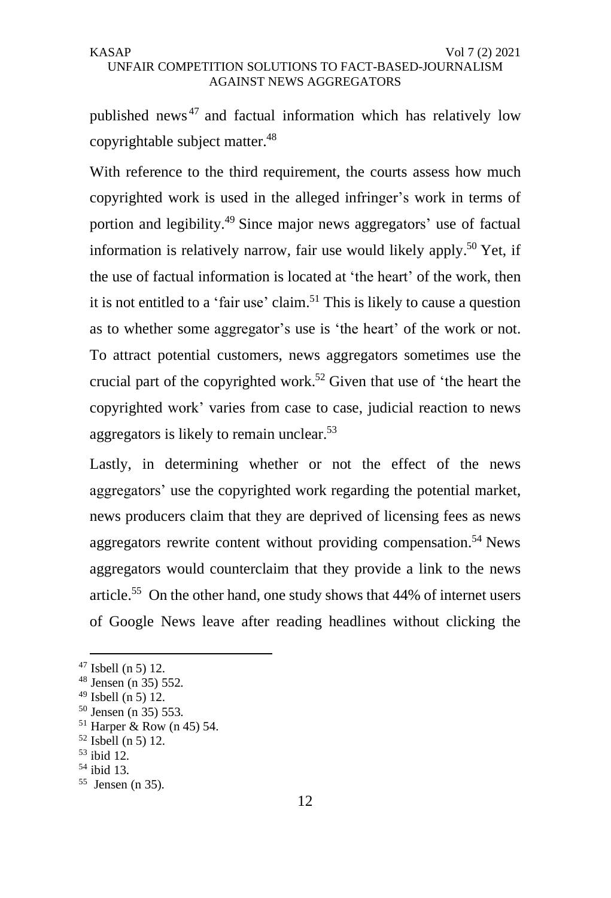published news[47] and factual information which has relatively low copyrightable subject matter.[48]

With reference to the third requirement, the courts assess how much copyrighted work is used in the alleged infringer's work in terms of portion and legibility.[49] Since major news aggregators' use of factual information is relatively narrow, fair use would likely apply.[50] Yet, if the use of factual information is located at 'the heart' of the work, then it is not entitled to a 'fair use' claim.[51] This is likely to cause a question as to whether some aggregator's use is 'the heart' of the work or not. To attract potential customers, news aggregators sometimes use the crucial part of the copyrighted work.[52] Given that use of 'the heart the copyrighted work' varies from case to case, judicial reaction to news aggregators is likely to remain unclear.[53]

Lastly, in determining whether or not the effect of the news aggregators' use the copyrighted work regarding the potential market, news producers claim that they are deprived of licensing fees as news aggregators rewrite content without providing compensation.[54] News aggregators would counterclaim that they provide a link to the news article.[55] On the other hand, one study shows that 44% of internet users of Google News leave after reading headlines without clicking the

---

[47] Isbell (n 5) 12.

[48] Jensen (n 35) 552.

[49] Isbell (n 5) 12.

[50] Jensen (n 35) 553.

[51] Harper & Row (n 45) 54.

[52] Isbell (n 5) 12.

[53] ibid 12.

[54] ibid 13.

[55] Jensen (n 35).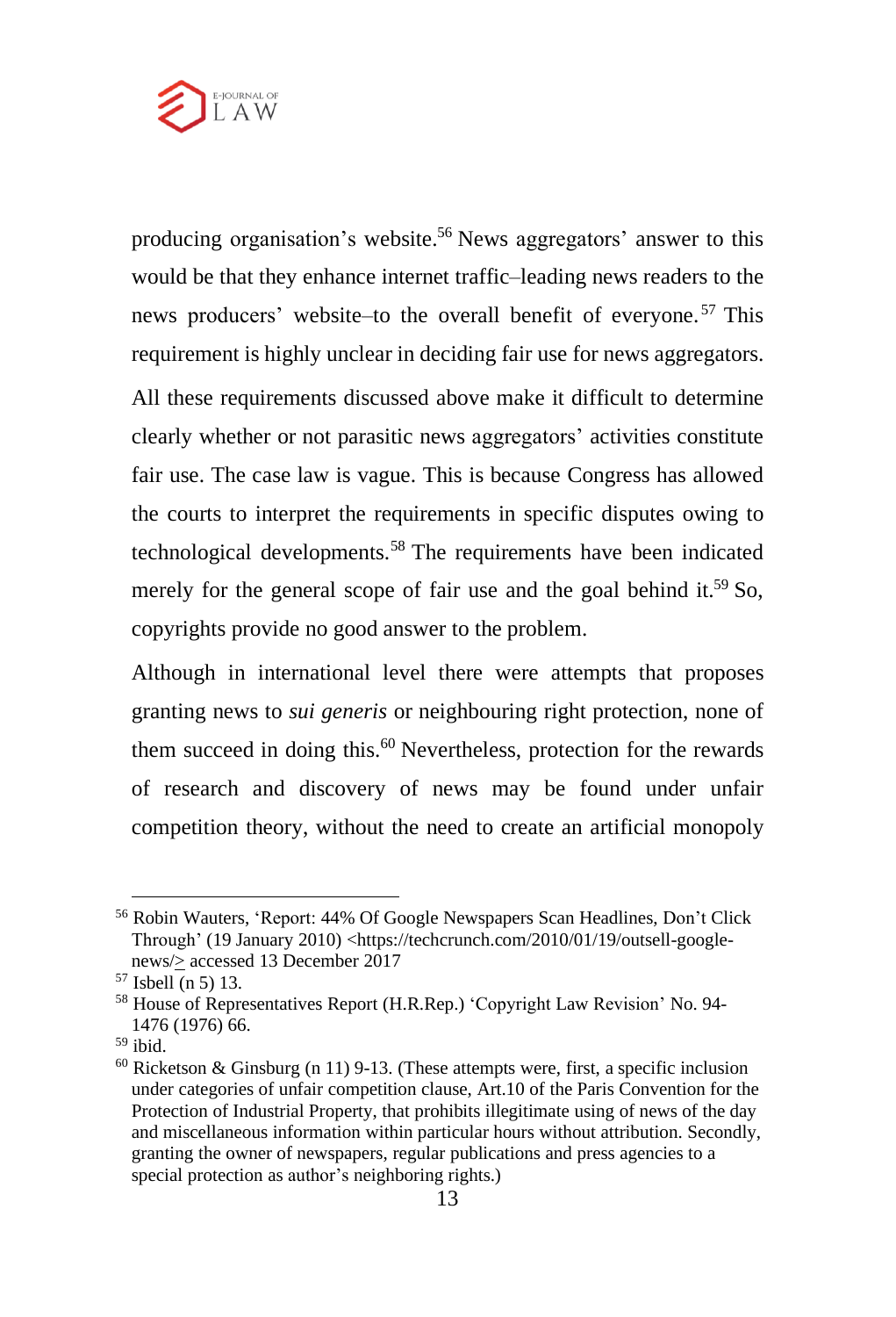producing organisation's website.[56] News aggregators' answer to this would be that they enhance internet traffic–leading news readers to the news producers' website–to the overall benefit of everyone.[57] This requirement is highly unclear in deciding fair use for news aggregators.

All these requirements discussed above make it difficult to determine clearly whether or not parasitic news aggregators' activities constitute fair use. The case law is vague. This is because Congress has allowed the courts to interpret the requirements in specific disputes owing to technological developments.[58] The requirements have been indicated merely for the general scope of fair use and the goal behind it.[59] So, copyrights provide no good answer to the problem.

Although in international level there were attempts that proposes granting news to *sui generis* or neighbouring right protection, none of them succeed in doing this.[60] Nevertheless, protection for the rewards of research and discovery of news may be found under unfair competition theory, without the need to create an artificial monopoly

---

[56] Robin Wauters, 'Report: 44% Of Google Newspapers Scan Headlines, Don't Click Through' (19 January 2010) <https://techcrunch.com/2010/01/19/outsell-google-news/> accessed 13 December 2017

[57] Isbell (n 5) 13.

[58] House of Representatives Report (H.R.Rep.) 'Copyright Law Revision' No. 94-1476 (1976) 66.

[59] ibid.

[60] Ricketson & Ginsburg (n 11) 9-13. (These attempts were, first, a specific inclusion under categories of unfair competition clause, Art.10 of the Paris Convention for the Protection of Industrial Property, that prohibits illegitimate using of news of the day and miscellaneous information within particular hours without attribution. Secondly, granting the owner of newspapers, regular publications and press agencies to a special protection as author's neighboring rights.)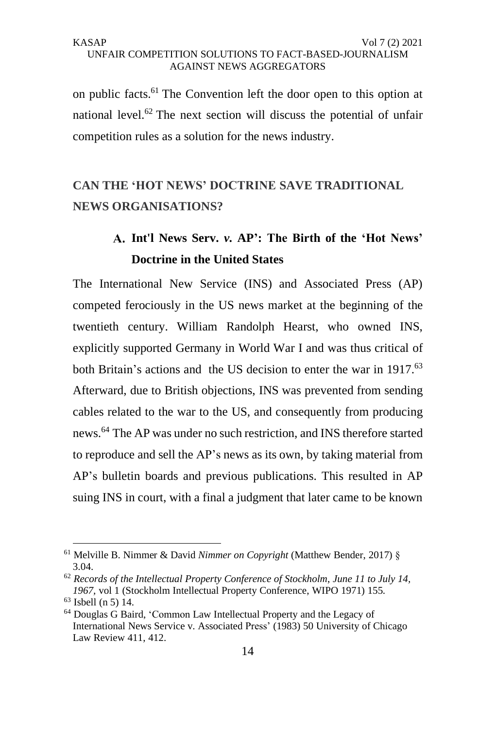on public facts.[61] The Convention left the door open to this option at national level.[62] The next section will discuss the potential of unfair competition rules as a solution for the news industry.

## CAN THE 'HOT NEWS' DOCTRINE SAVE TRADITIONAL NEWS ORGANISATIONS?

### A. Int'l News Serv. *v.* AP': The Birth of the 'Hot News' Doctrine in the United States

The International New Service (INS) and Associated Press (AP) competed ferociously in the US news market at the beginning of the twentieth century. William Randolph Hearst, who owned INS, explicitly supported Germany in World War I and was thus critical of both Britain's actions and the US decision to enter the war in 1917.[63] Afterward, due to British objections, INS was prevented from sending cables related to the war to the US, and consequently from producing news.[64] The AP was under no such restriction, and INS therefore started to reproduce and sell the AP's news as its own, by taking material from AP's bulletin boards and previous publications. This resulted in AP suing INS in court, with a final a judgment that later came to be known

---

[61] Melville B. Nimmer & David *Nimmer on Copyright* (Matthew Bender, 2017) § 3.04.

[62] *Records of the Intellectual Property Conference of Stockholm, June 11 to July 14, 1967*, vol 1 (Stockholm Intellectual Property Conference, WIPO 1971) 155.

[63] Isbell (n 5) 14.

[64] Douglas G Baird, 'Common Law Intellectual Property and the Legacy of International News Service v. Associated Press' (1983) 50 University of Chicago Law Review 411, 412.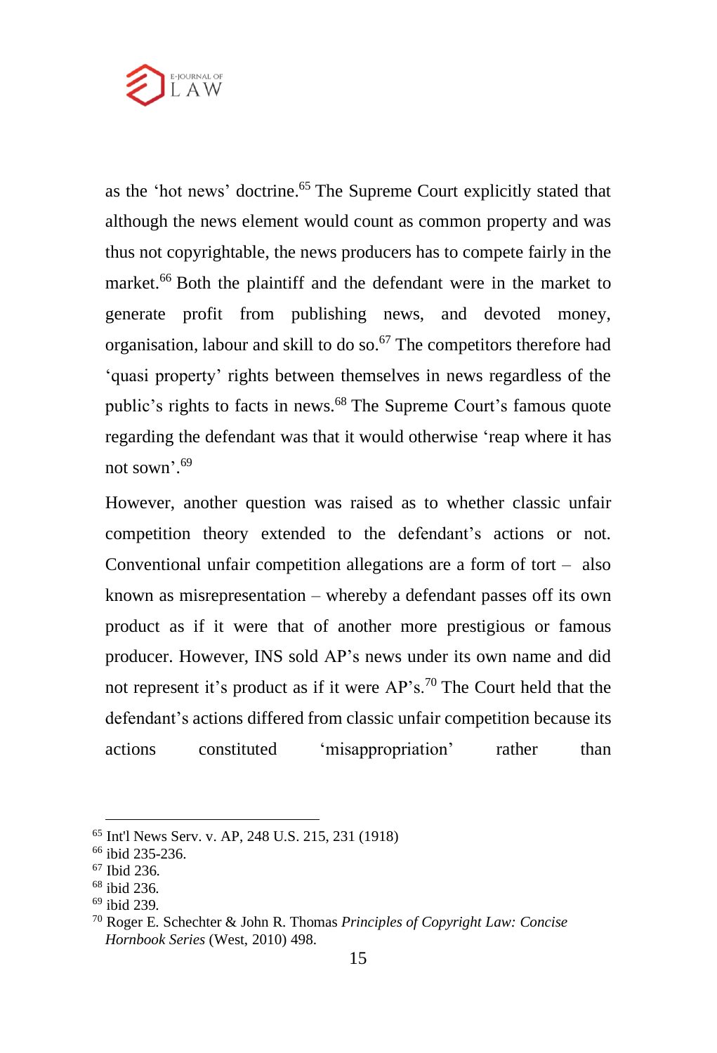as the 'hot news' doctrine.[65] The Supreme Court explicitly stated that although the news element would count as common property and was thus not copyrightable, the news producers has to compete fairly in the market.[66] Both the plaintiff and the defendant were in the market to generate profit from publishing news, and devoted money, organisation, labour and skill to do so.[67] The competitors therefore had 'quasi property' rights between themselves in news regardless of the public's rights to facts in news.[68] The Supreme Court's famous quote regarding the defendant was that it would otherwise 'reap where it has not sown'.[69]

However, another question was raised as to whether classic unfair competition theory extended to the defendant's actions or not. Conventional unfair competition allegations are a form of tort – also known as misrepresentation – whereby a defendant passes off its own product as if it were that of another more prestigious or famous producer. However, INS sold AP's news under its own name and did not represent it's product as if it were AP's.[70] The Court held that the defendant's actions differed from classic unfair competition because its actions constituted 'misappropriation' rather than

---

[65] Int'l News Serv. v. AP, 248 U.S. 215, 231 (1918)

[66] ibid 235-236.

[67] Ibid 236.

[68] ibid 236.

[69] ibid 239.

[70] Roger E. Schechter & John R. Thomas *Principles of Copyright Law: Concise Hornbook Series* (West, 2010) 498.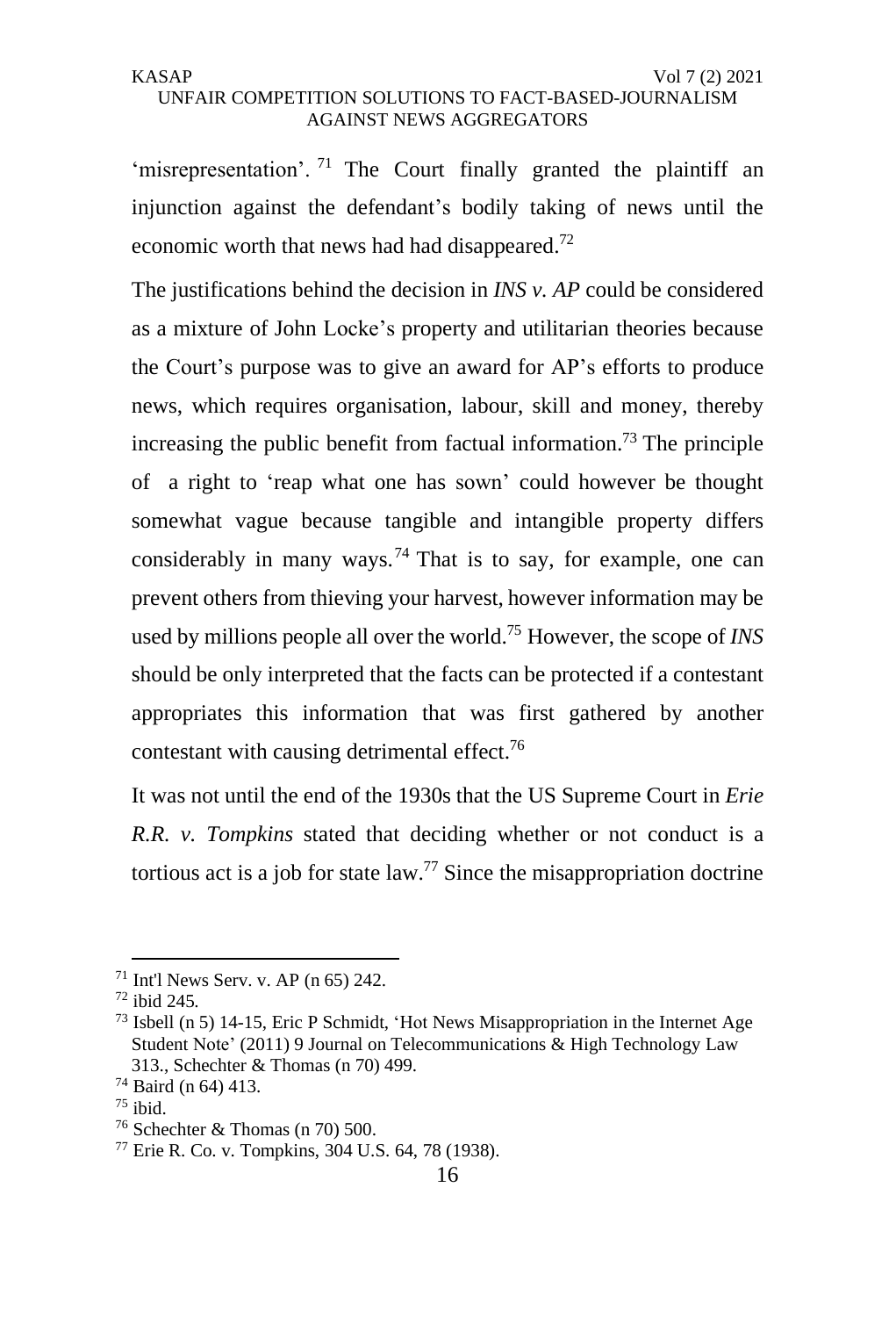'misrepresentation'.[71] The Court finally granted the plaintiff an injunction against the defendant's bodily taking of news until the economic worth that news had had disappeared.[72]

The justifications behind the decision in *INS v. AP* could be considered as a mixture of John Locke's property and utilitarian theories because the Court's purpose was to give an award for AP's efforts to produce news, which requires organisation, labour, skill and money, thereby increasing the public benefit from factual information.[73] The principle of a right to 'reap what one has sown' could however be thought somewhat vague because tangible and intangible property differs considerably in many ways.[74] That is to say, for example, one can prevent others from thieving your harvest, however information may be used by millions people all over the world.[75] However, the scope of *INS* should be only interpreted that the facts can be protected if a contestant appropriates this information that was first gathered by another contestant with causing detrimental effect.[76]

It was not until the end of the 1930s that the US Supreme Court in *Erie R.R. v. Tompkins* stated that deciding whether or not conduct is a tortious act is a job for state law.[77] Since the misappropriation doctrine

---

[71] Int'l News Serv. v. AP (n 65) 242.

[72] ibid 245.

[73] Isbell (n 5) 14-15, Eric P Schmidt, 'Hot News Misappropriation in the Internet Age Student Note' (2011) 9 Journal on Telecommunications & High Technology Law 313., Schechter & Thomas (n 70) 499.

[74] Baird (n 64) 413.

[75] ibid.

[76] Schechter & Thomas (n 70) 500.

[77] Erie R. Co. v. Tompkins, 304 U.S. 64, 78 (1938).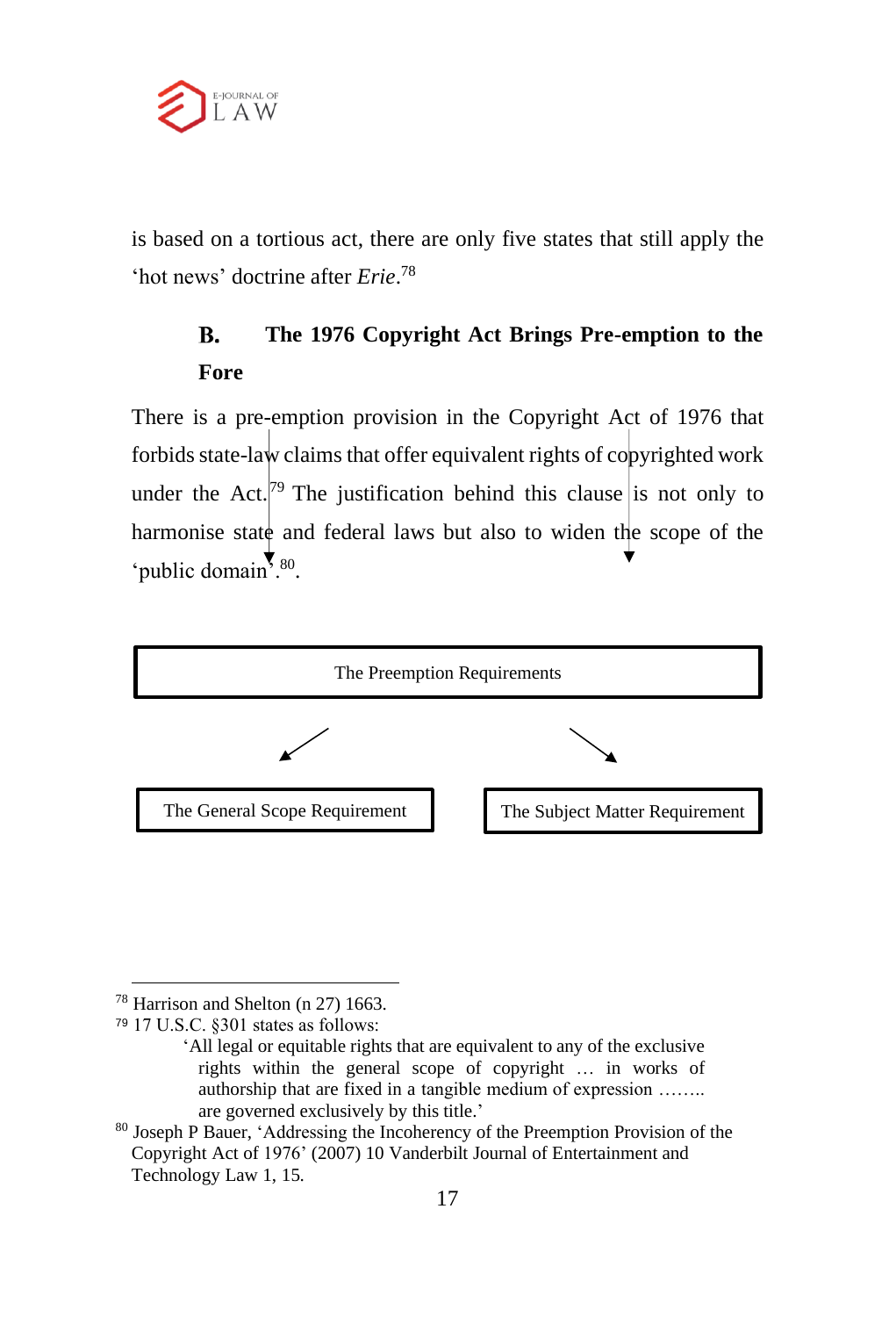is based on a tortious act, there are only five states that still apply the 'hot news' doctrine after *Erie*.[78]

### B. The 1976 Copyright Act Brings Pre-emption to the Fore

There is a pre-emption provision in the Copyright Act of 1976 that forbids state-law claims that offer equivalent rights of copyrighted work under the Act.[79] The justification behind this clause is not only to harmonise state and federal laws but also to widen the scope of the 'public domain'.[80].

The Preemption Requirements

- The General Scope Requirement
- The Subject Matter Requirement

---

[78] Harrison and Shelton (n 27) 1663.

[79] 17 U.S.C. §301 states as follows:

> 'All legal or equitable rights that are equivalent to any of the exclusive rights within the general scope of copyright … in works of authorship that are fixed in a tangible medium of expression …….. are governed exclusively by this title.'

[80] Joseph P Bauer, 'Addressing the Incoherency of the Preemption Provision of the Copyright Act of 1976' (2007) 10 Vanderbilt Journal of Entertainment and Technology Law 1, 15.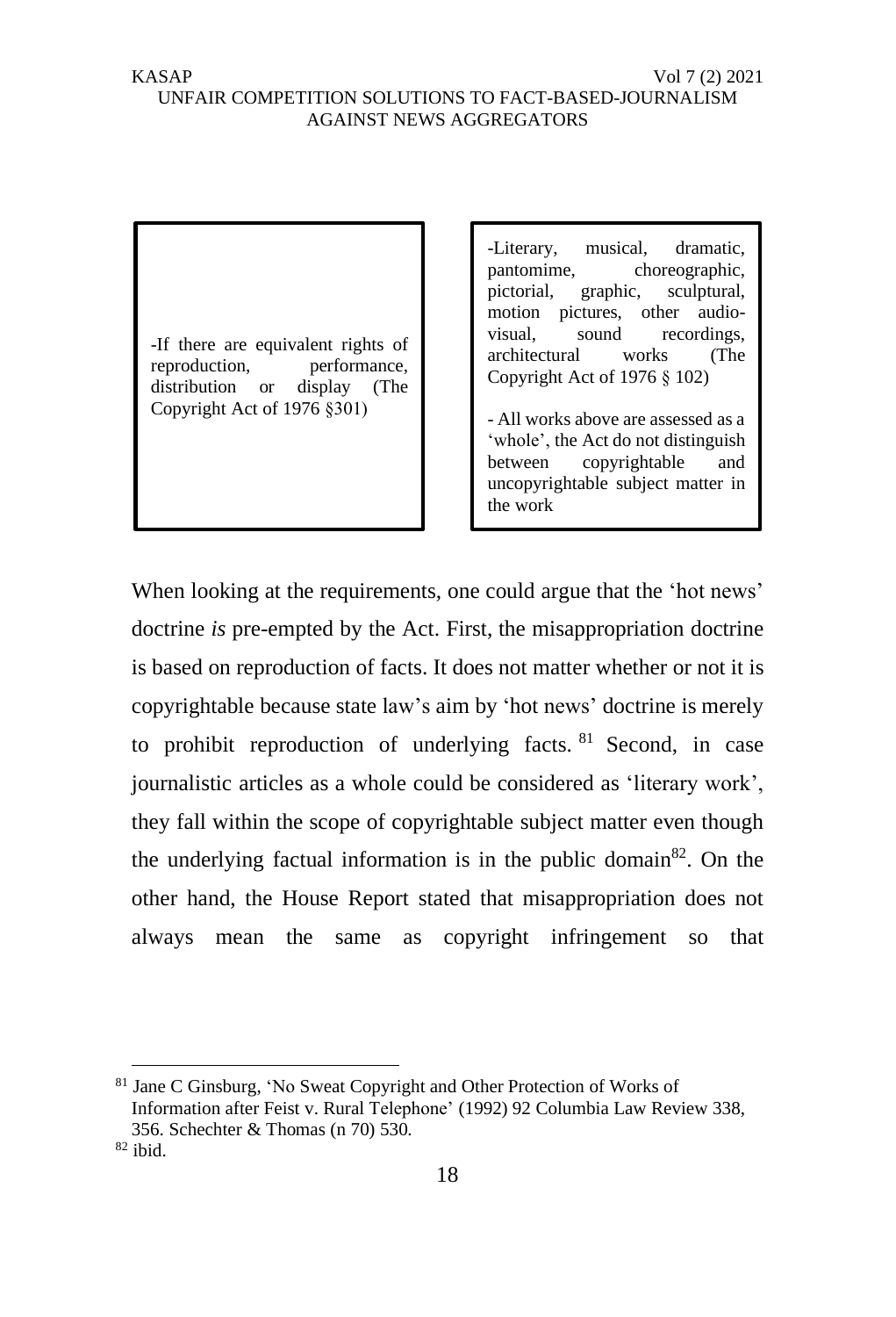| -If there are equivalent rights of reproduction, performance, distribution or display (The Copyright Act of 1976 §301) | -Literary, musical, dramatic, pantomime, choreographic, pictorial, graphic, sculptural, motion pictures, other audio-visual, sound recordings, architectural works (The Copyright Act of 1976 § 102)<br><br>- All works above are assessed as a 'whole', the Act do not distinguish between copyrightable and uncopyrightable subject matter in the work |
|---|---|

When looking at the requirements, one could argue that the 'hot news' doctrine *is* pre-empted by the Act. First, the misappropriation doctrine is based on reproduction of facts. It does not matter whether or not it is copyrightable because state law's aim by 'hot news' doctrine is merely to prohibit reproduction of underlying facts. [81] Second, in case journalistic articles as a whole could be considered as 'literary work', they fall within the scope of copyrightable subject matter even though the underlying factual information is in the public domain[82]. On the other hand, the House Report stated that misappropriation does not always mean the same as copyright infringement so that

---

[81] Jane C Ginsburg, 'No Sweat Copyright and Other Protection of Works of Information after Feist v. Rural Telephone' (1992) 92 Columbia Law Review 338, 356. Schechter & Thomas (n 70) 530.

[82] ibid.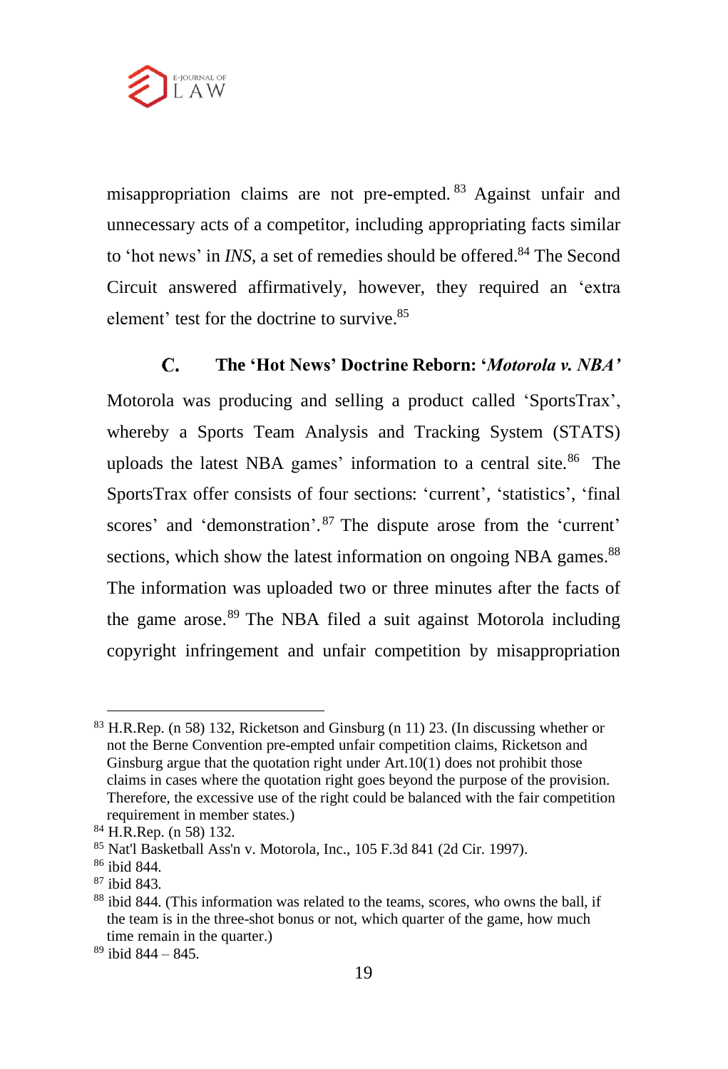misappropriation claims are not pre-empted.[83] Against unfair and unnecessary acts of a competitor, including appropriating facts similar to 'hot news' in *INS*, a set of remedies should be offered.[84] The Second Circuit answered affirmatively, however, they required an 'extra element' test for the doctrine to survive.[85]

### C. The 'Hot News' Doctrine Reborn: '*Motorola v. NBA'*

Motorola was producing and selling a product called 'SportsTrax', whereby a Sports Team Analysis and Tracking System (STATS) uploads the latest NBA games' information to a central site.[86] The SportsTrax offer consists of four sections: 'current', 'statistics', 'final scores' and 'demonstration'.[87] The dispute arose from the 'current' sections, which show the latest information on ongoing NBA games.[88] The information was uploaded two or three minutes after the facts of the game arose.[89] The NBA filed a suit against Motorola including copyright infringement and unfair competition by misappropriation

---

[83] H.R.Rep. (n 58) 132, Ricketson and Ginsburg (n 11) 23. (In discussing whether or not the Berne Convention pre-empted unfair competition claims, Ricketson and Ginsburg argue that the quotation right under Art.10(1) does not prohibit those claims in cases where the quotation right goes beyond the purpose of the provision. Therefore, the excessive use of the right could be balanced with the fair competition requirement in member states.)

[84] H.R.Rep. (n 58) 132.

[85] Nat'l Basketball Ass'n v. Motorola, Inc., 105 F.3d 841 (2d Cir. 1997).

[86] ibid 844.

[87] ibid 843.

[88] ibid 844. (This information was related to the teams, scores, who owns the ball, if the team is in the three-shot bonus or not, which quarter of the game, how much time remain in the quarter.)

[89] ibid 844 – 845.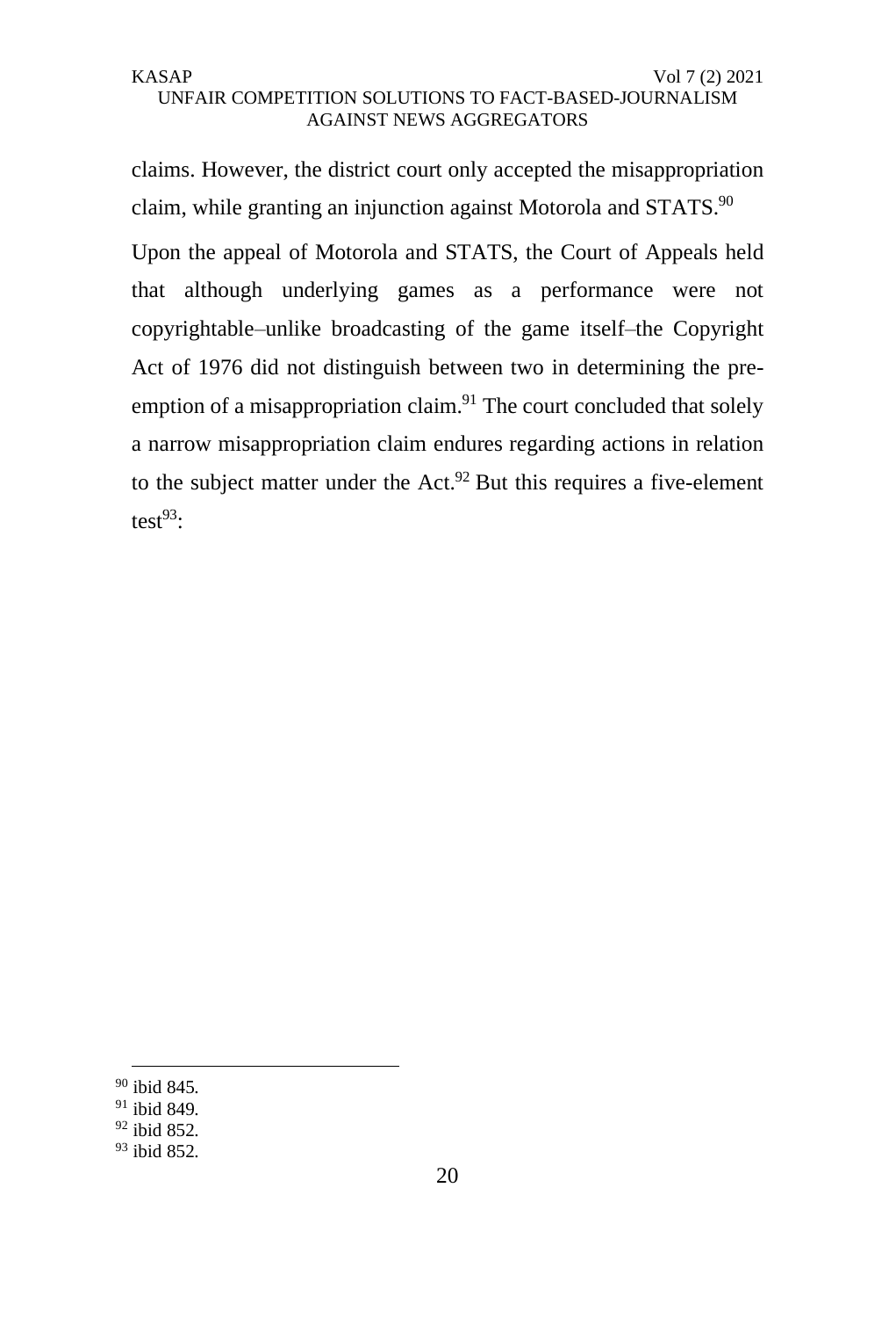claims. However, the district court only accepted the misappropriation claim, while granting an injunction against Motorola and STATS.[90]

Upon the appeal of Motorola and STATS, the Court of Appeals held that although underlying games as a performance were not copyrightable–unlike broadcasting of the game itself–the Copyright Act of 1976 did not distinguish between two in determining the pre-emption of a misappropriation claim.[91] The court concluded that solely a narrow misappropriation claim endures regarding actions in relation to the subject matter under the Act.[92] But this requires a five-element test[93]:

---

[90] ibid 845.

[91] ibid 849.

[92] ibid 852.

[93] ibid 852.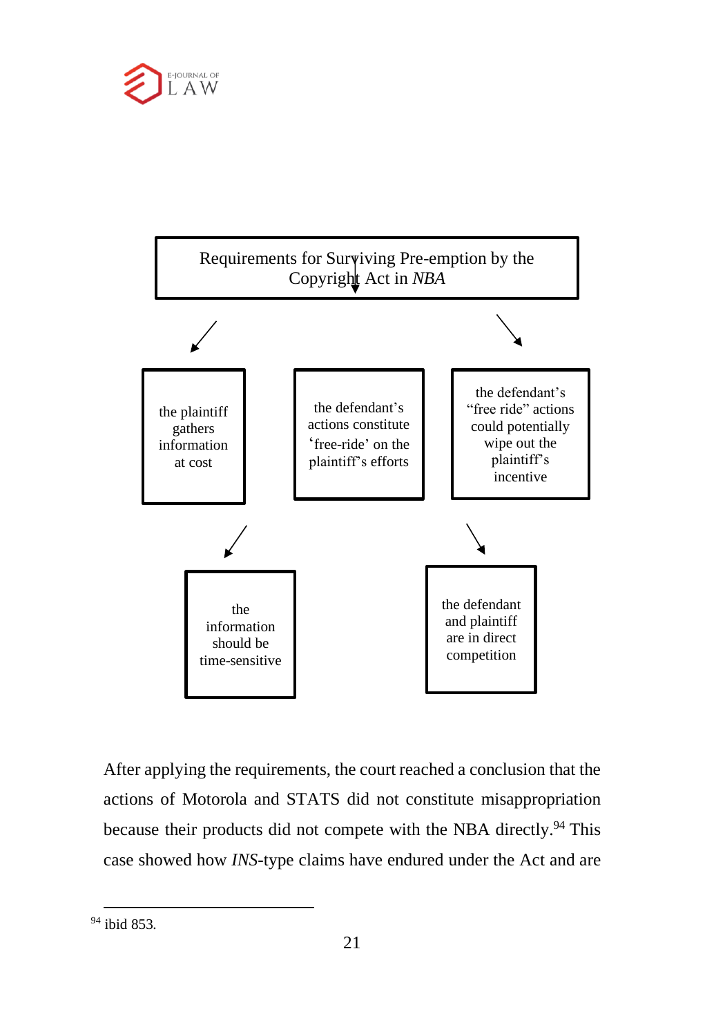Requirements for Surviving Pre-emption by the Copyright Act in *NBA*

- the plaintiff gathers information at cost
- the defendant's actions constitute 'free-ride' on the plaintiff's efforts
- the defendant's "free ride" actions could potentially wipe out the plaintiff's incentive
- the information should be time-sensitive
- the defendant and plaintiff are in direct competition

After applying the requirements, the court reached a conclusion that the actions of Motorola and STATS did not constitute misappropriation because their products did not compete with the NBA directly.[94] This case showed how *INS*-type claims have endured under the Act and are

---

[94] ibid 853.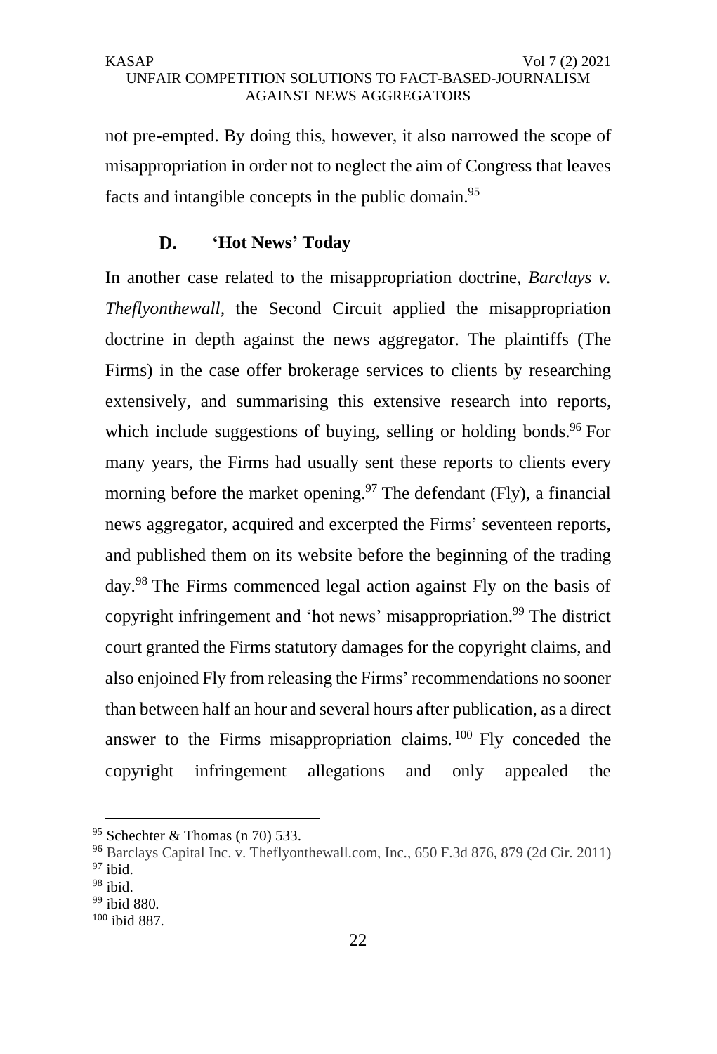not pre-empted. By doing this, however, it also narrowed the scope of misappropriation in order not to neglect the aim of Congress that leaves facts and intangible concepts in the public domain.[95]

### D. 'Hot News' Today

In another case related to the misappropriation doctrine, *Barclays v. Theflyonthewall*, the Second Circuit applied the misappropriation doctrine in depth against the news aggregator. The plaintiffs (The Firms) in the case offer brokerage services to clients by researching extensively, and summarising this extensive research into reports, which include suggestions of buying, selling or holding bonds.[96] For many years, the Firms had usually sent these reports to clients every morning before the market opening.[97] The defendant (Fly), a financial news aggregator, acquired and excerpted the Firms' seventeen reports, and published them on its website before the beginning of the trading day.[98] The Firms commenced legal action against Fly on the basis of copyright infringement and 'hot news' misappropriation.[99] The district court granted the Firms statutory damages for the copyright claims, and also enjoined Fly from releasing the Firms' recommendations no sooner than between half an hour and several hours after publication, as a direct answer to the Firms misappropriation claims.[100] Fly conceded the copyright infringement allegations and only appealed the

---

[95] Schechter & Thomas (n 70) 533.

[96] Barclays Capital Inc. v. Theflyonthewall.com, Inc., 650 F.3d 876, 879 (2d Cir. 2011)

[97] ibid.

[98] ibid.

[99] ibid 880.

[100] ibid 887.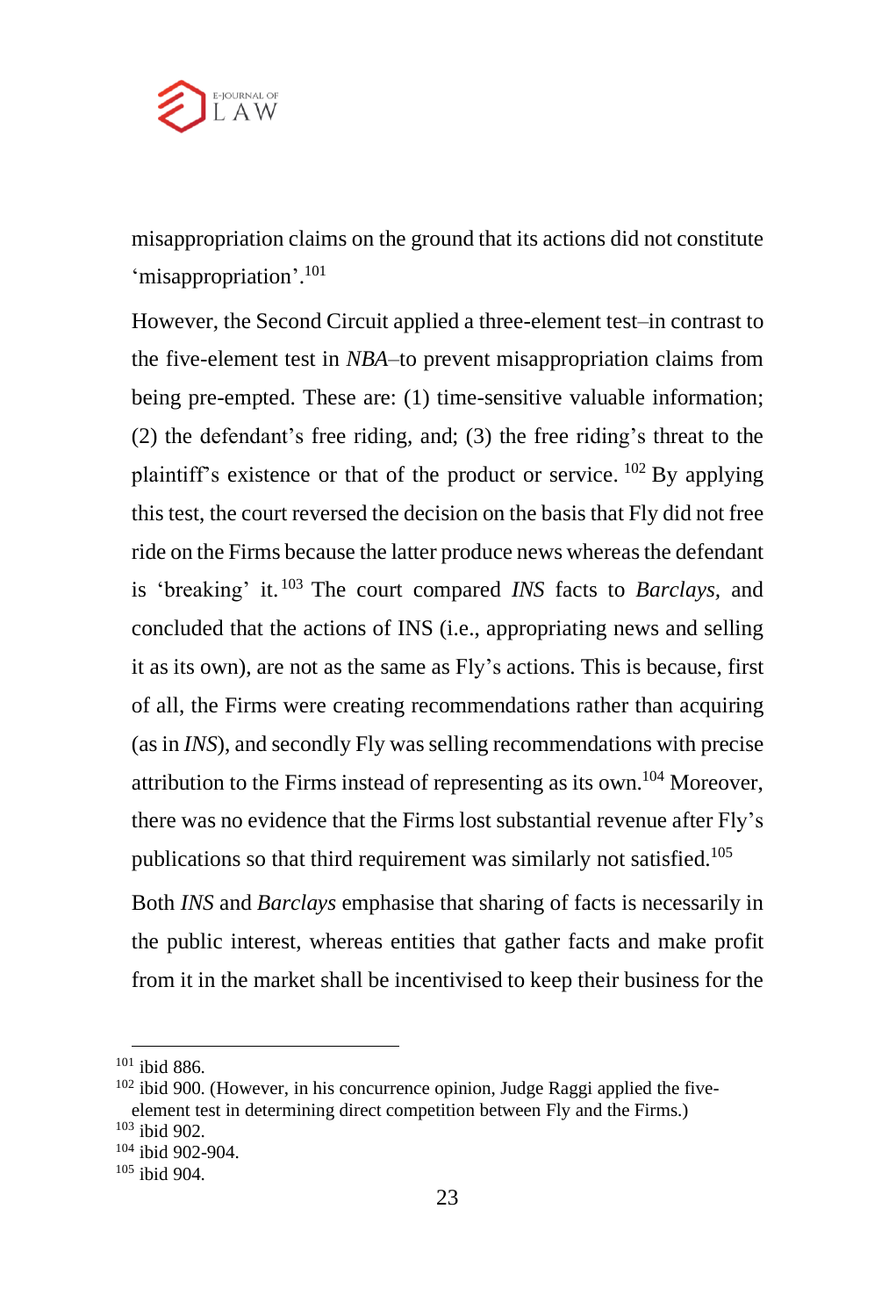misappropriation claims on the ground that its actions did not constitute 'misappropriation'.[101]

However, the Second Circuit applied a three-element test–in contrast to the five-element test in *NBA*–to prevent misappropriation claims from being pre-empted. These are: (1) time-sensitive valuable information; (2) the defendant's free riding, and; (3) the free riding's threat to the plaintiff's existence or that of the product or service. [102] By applying this test, the court reversed the decision on the basis that Fly did not free ride on the Firms because the latter produce news whereas the defendant is 'breaking' it. [103] The court compared *INS* facts to *Barclays*, and concluded that the actions of INS (i.e., appropriating news and selling it as its own), are not as the same as Fly's actions. This is because, first of all, the Firms were creating recommendations rather than acquiring (as in *INS*), and secondly Fly was selling recommendations with precise attribution to the Firms instead of representing as its own.[104] Moreover, there was no evidence that the Firms lost substantial revenue after Fly's publications so that third requirement was similarly not satisfied.[105]

Both *INS* and *Barclays* emphasise that sharing of facts is necessarily in the public interest, whereas entities that gather facts and make profit from it in the market shall be incentivised to keep their business for the

---

[101] ibid 886.

[102] ibid 900. (However, in his concurrence opinion, Judge Raggi applied the five-element test in determining direct competition between Fly and the Firms.)

[103] ibid 902.

[104] ibid 902-904.

[105] ibid 904.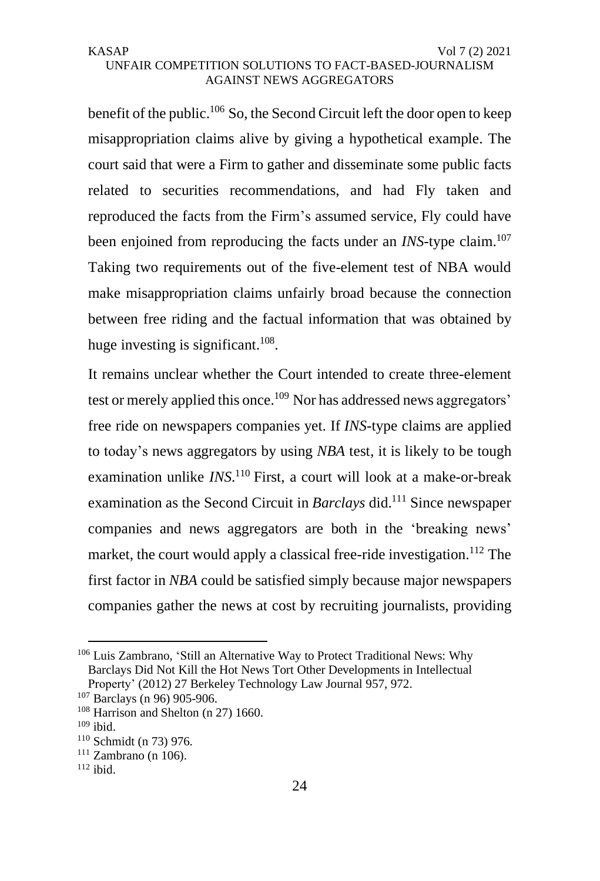benefit of the public.[106] So, the Second Circuit left the door open to keep misappropriation claims alive by giving a hypothetical example. The court said that were a Firm to gather and disseminate some public facts related to securities recommendations, and had Fly taken and reproduced the facts from the Firm's assumed service, Fly could have been enjoined from reproducing the facts under an *INS*-type claim.[107] Taking two requirements out of the five-element test of NBA would make misappropriation claims unfairly broad because the connection between free riding and the factual information that was obtained by huge investing is significant.[108].

It remains unclear whether the Court intended to create three-element test or merely applied this once.[109] Nor has addressed news aggregators' free ride on newspapers companies yet. If *INS*-type claims are applied to today's news aggregators by using *NBA* test, it is likely to be tough examination unlike *INS*.[110] First, a court will look at a make-or-break examination as the Second Circuit in *Barclays* did.[111] Since newspaper companies and news aggregators are both in the 'breaking news' market, the court would apply a classical free-ride investigation.[112] The first factor in *NBA* could be satisfied simply because major newspapers companies gather the news at cost by recruiting journalists, providing

---

[106] Luis Zambrano, 'Still an Alternative Way to Protect Traditional News: Why Barclays Did Not Kill the Hot News Tort Other Developments in Intellectual Property' (2012) 27 Berkeley Technology Law Journal 957, 972.

[107] Barclays (n 96) 905-906.

[108] Harrison and Shelton (n 27) 1660.

[109] ibid.

[110] Schmidt (n 73) 976.

[111] Zambrano (n 106).

[112] ibid.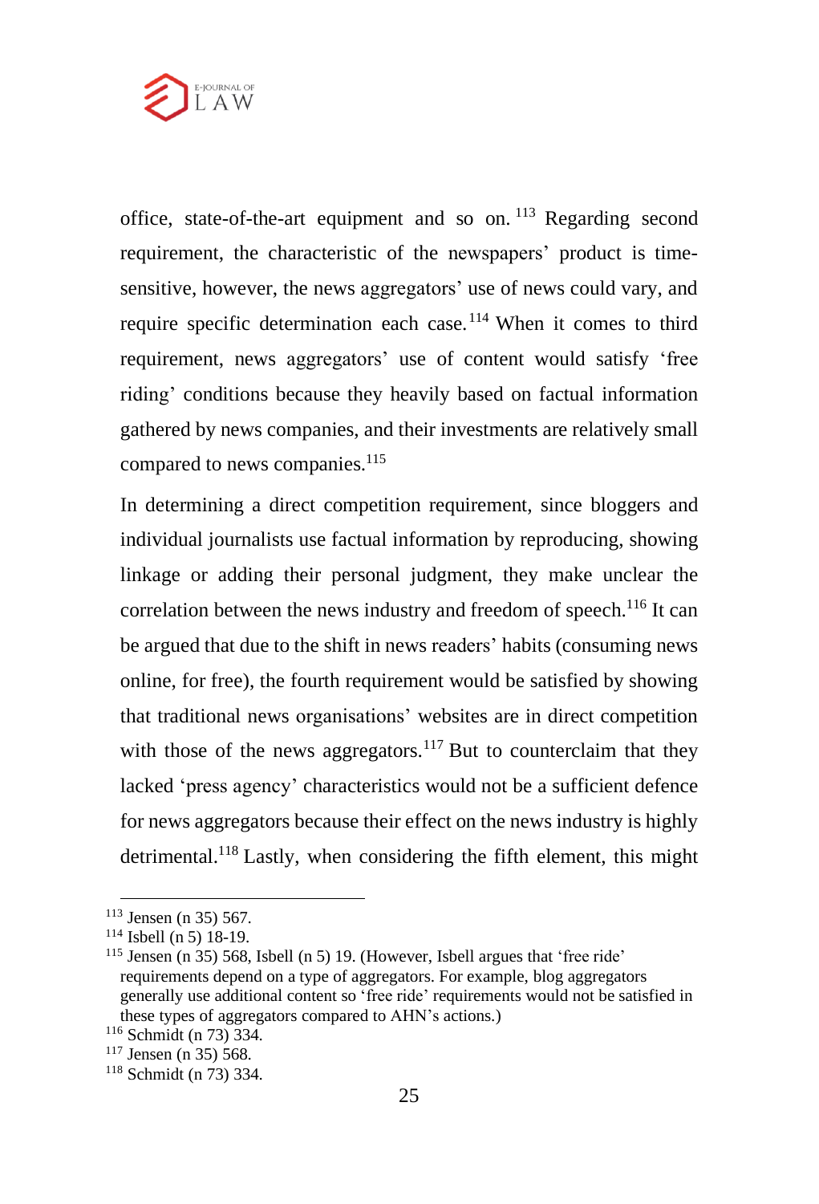office, state-of-the-art equipment and so on.[113] Regarding second requirement, the characteristic of the newspapers' product is time-sensitive, however, the news aggregators' use of news could vary, and require specific determination each case.[114] When it comes to third requirement, news aggregators' use of content would satisfy 'free riding' conditions because they heavily based on factual information gathered by news companies, and their investments are relatively small compared to news companies.[115]

In determining a direct competition requirement, since bloggers and individual journalists use factual information by reproducing, showing linkage or adding their personal judgment, they make unclear the correlation between the news industry and freedom of speech.[116] It can be argued that due to the shift in news readers' habits (consuming news online, for free), the fourth requirement would be satisfied by showing that traditional news organisations' websites are in direct competition with those of the news aggregators.[117] But to counterclaim that they lacked 'press agency' characteristics would not be a sufficient defence for news aggregators because their effect on the news industry is highly detrimental.[118] Lastly, when considering the fifth element, this might

---

[113] Jensen (n 35) 567.

[114] Isbell (n 5) 18-19.

[115] Jensen (n 35) 568, Isbell (n 5) 19. (However, Isbell argues that 'free ride' requirements depend on a type of aggregators. For example, blog aggregators generally use additional content so 'free ride' requirements would not be satisfied in these types of aggregators compared to AHN's actions.)

[116] Schmidt (n 73) 334.

[117] Jensen (n 35) 568.

[118] Schmidt (n 73) 334.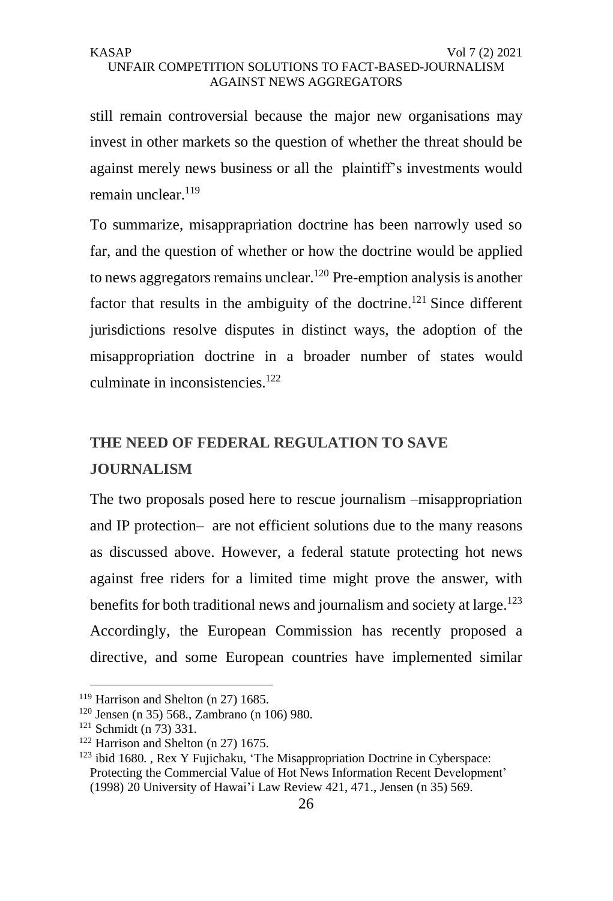still remain controversial because the major new organisations may invest in other markets so the question of whether the threat should be against merely news business or all the plaintiff's investments would remain unclear.[119]

To summarize, misapprapriation doctrine has been narrowly used so far, and the question of whether or how the doctrine would be applied to news aggregators remains unclear.[120] Pre-emption analysis is another factor that results in the ambiguity of the doctrine.[121] Since different jurisdictions resolve disputes in distinct ways, the adoption of the misappropriation doctrine in a broader number of states would culminate in inconsistencies.[122]

## THE NEED OF FEDERAL REGULATION TO SAVE JOURNALISM

The two proposals posed here to rescue journalism –misappropriation and IP protection– are not efficient solutions due to the many reasons as discussed above. However, a federal statute protecting hot news against free riders for a limited time might prove the answer, with benefits for both traditional news and journalism and society at large.[123] Accordingly, the European Commission has recently proposed a directive, and some European countries have implemented similar

---

[119] Harrison and Shelton (n 27) 1685.

[120] Jensen (n 35) 568., Zambrano (n 106) 980.

[121] Schmidt (n 73) 331.

[122] Harrison and Shelton (n 27) 1675.

[123] ibid 1680. , Rex Y Fujichaku, 'The Misappropriation Doctrine in Cyberspace: Protecting the Commercial Value of Hot News Information Recent Development' (1998) 20 University of Hawai'i Law Review 421, 471., Jensen (n 35) 569.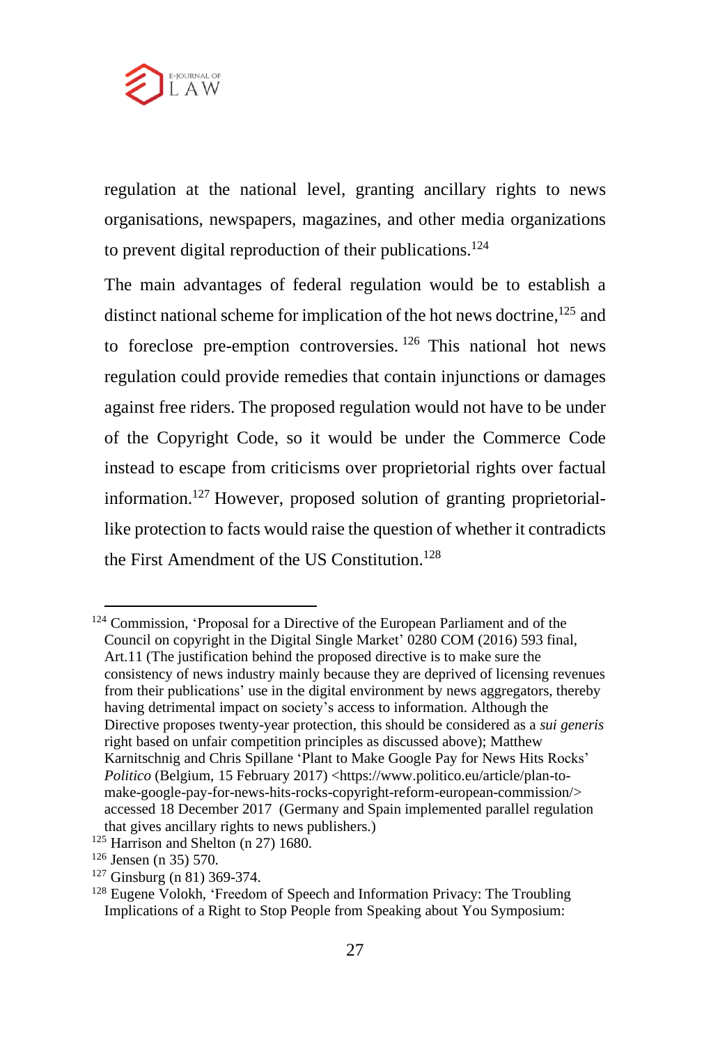regulation at the national level, granting ancillary rights to news organisations, newspapers, magazines, and other media organizations to prevent digital reproduction of their publications.[124]

The main advantages of federal regulation would be to establish a distinct national scheme for implication of the hot news doctrine,[125] and to foreclose pre-emption controversies.[126] This national hot news regulation could provide remedies that contain injunctions or damages against free riders. The proposed regulation would not have to be under of the Copyright Code, so it would be under the Commerce Code instead to escape from criticisms over proprietorial rights over factual information.[127] However, proposed solution of granting proprietorial-like protection to facts would raise the question of whether it contradicts the First Amendment of the US Constitution.[128]

---

[124] Commission, 'Proposal for a Directive of the European Parliament and of the Council on copyright in the Digital Single Market' 0280 COM (2016) 593 final, Art.11 (The justification behind the proposed directive is to make sure the consistency of news industry mainly because they are deprived of licensing revenues from their publications' use in the digital environment by news aggregators, thereby having detrimental impact on society's access to information. Although the Directive proposes twenty-year protection, this should be considered as a *sui generis* right based on unfair competition principles as discussed above); Matthew Karnitschnig and Chris Spillane 'Plant to Make Google Pay for News Hits Rocks' *Politico* (Belgium, 15 February 2017) <https://www.politico.eu/article/plan-to-make-google-pay-for-news-hits-rocks-copyright-reform-european-commission/> accessed 18 December 2017 (Germany and Spain implemented parallel regulation that gives ancillary rights to news publishers.)

[125] Harrison and Shelton (n 27) 1680.

[126] Jensen (n 35) 570.

[127] Ginsburg (n 81) 369-374.

[128] Eugene Volokh, 'Freedom of Speech and Information Privacy: The Troubling Implications of a Right to Stop People from Speaking about You Symposium: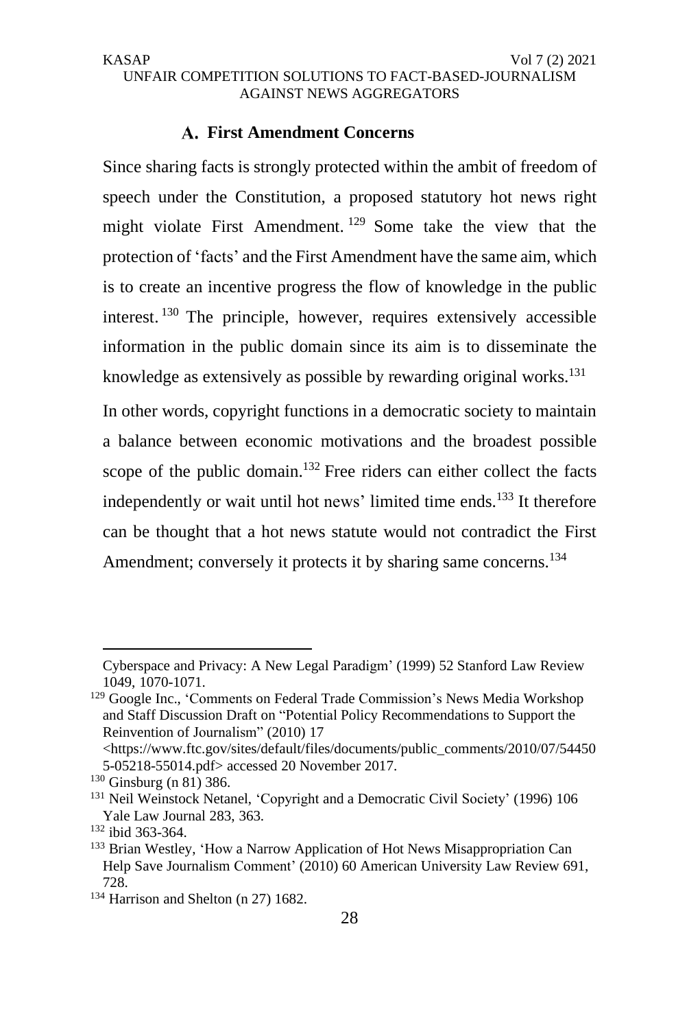### A. First Amendment Concerns

Since sharing facts is strongly protected within the ambit of freedom of speech under the Constitution, a proposed statutory hot news right might violate First Amendment.[129] Some take the view that the protection of 'facts' and the First Amendment have the same aim, which is to create an incentive progress the flow of knowledge in the public interest.[130] The principle, however, requires extensively accessible information in the public domain since its aim is to disseminate the knowledge as extensively as possible by rewarding original works.[131]

In other words, copyright functions in a democratic society to maintain a balance between economic motivations and the broadest possible scope of the public domain.[132] Free riders can either collect the facts independently or wait until hot news' limited time ends.[133] It therefore can be thought that a hot news statute would not contradict the First Amendment; conversely it protects it by sharing same concerns.[134]

---

Cyberspace and Privacy: A New Legal Paradigm' (1999) 52 Stanford Law Review 1049, 1070-1071.

[129] Google Inc., 'Comments on Federal Trade Commission's News Media Workshop and Staff Discussion Draft on "Potential Policy Recommendations to Support the Reinvention of Journalism" (2010) 17 <https://www.ftc.gov/sites/default/files/documents/public_comments/2010/07/544505-05218-55014.pdf> accessed 20 November 2017.

[130] Ginsburg (n 81) 386.

[131] Neil Weinstock Netanel, 'Copyright and a Democratic Civil Society' (1996) 106 Yale Law Journal 283, 363.

[132] ibid 363-364.

[133] Brian Westley, 'How a Narrow Application of Hot News Misappropriation Can Help Save Journalism Comment' (2010) 60 American University Law Review 691, 728.

[134] Harrison and Shelton (n 27) 1682.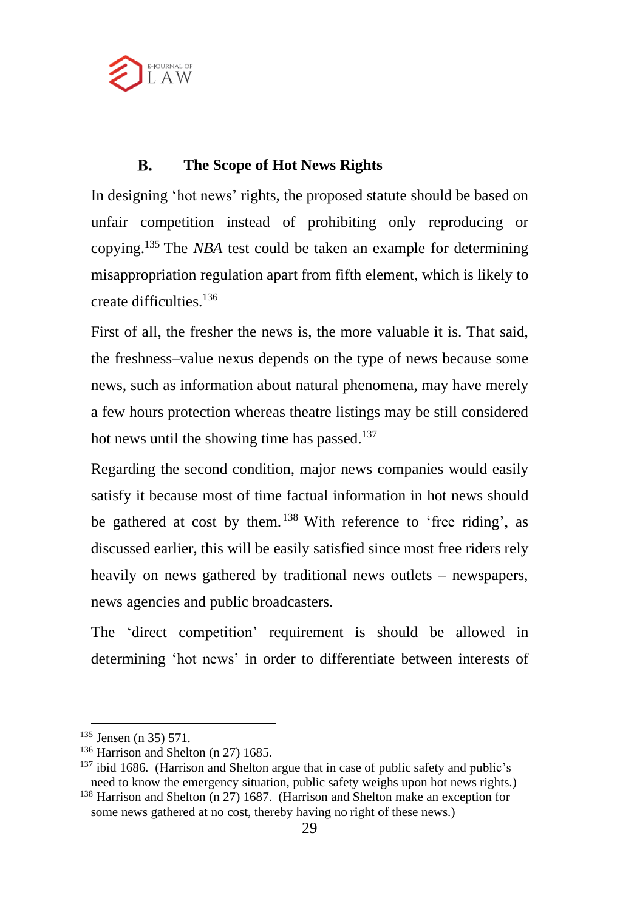### B. The Scope of Hot News Rights

In designing 'hot news' rights, the proposed statute should be based on unfair competition instead of prohibiting only reproducing or copying.[135] The *NBA* test could be taken an example for determining misappropriation regulation apart from fifth element, which is likely to create difficulties.[136]

First of all, the fresher the news is, the more valuable it is. That said, the freshness–value nexus depends on the type of news because some news, such as information about natural phenomena, may have merely a few hours protection whereas theatre listings may be still considered hot news until the showing time has passed.[137]

Regarding the second condition, major news companies would easily satisfy it because most of time factual information in hot news should be gathered at cost by them.[138] With reference to 'free riding', as discussed earlier, this will be easily satisfied since most free riders rely heavily on news gathered by traditional news outlets – newspapers, news agencies and public broadcasters.

The 'direct competition' requirement is should be allowed in determining 'hot news' in order to differentiate between interests of

---

[135] Jensen (n 35) 571.

[136] Harrison and Shelton (n 27) 1685.

[137] ibid 1686. (Harrison and Shelton argue that in case of public safety and public's need to know the emergency situation, public safety weighs upon hot news rights.)

[138] Harrison and Shelton (n 27) 1687. (Harrison and Shelton make an exception for some news gathered at no cost, thereby having no right of these news.)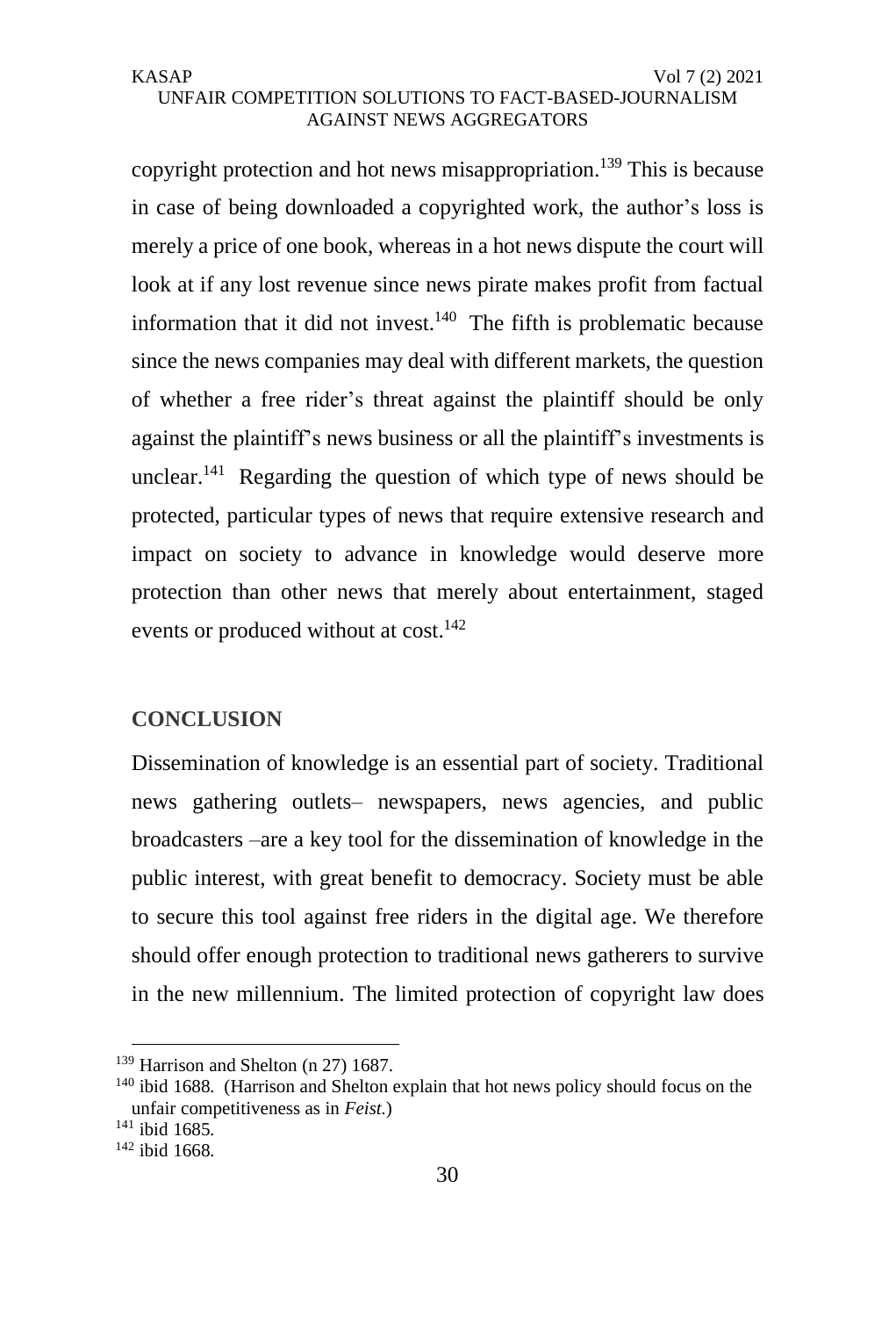copyright protection and hot news misappropriation.[139] This is because in case of being downloaded a copyrighted work, the author's loss is merely a price of one book, whereas in a hot news dispute the court will look at if any lost revenue since news pirate makes profit from factual information that it did not invest.[140] The fifth is problematic because since the news companies may deal with different markets, the question of whether a free rider's threat against the plaintiff should be only against the plaintiff's news business or all the plaintiff's investments is unclear.[141] Regarding the question of which type of news should be protected, particular types of news that require extensive research and impact on society to advance in knowledge would deserve more protection than other news that merely about entertainment, staged events or produced without at cost.[142]

## CONCLUSION

Dissemination of knowledge is an essential part of society. Traditional news gathering outlets– newspapers, news agencies, and public broadcasters –are a key tool for the dissemination of knowledge in the public interest, with great benefit to democracy. Society must be able to secure this tool against free riders in the digital age. We therefore should offer enough protection to traditional news gatherers to survive in the new millennium. The limited protection of copyright law does

---

[139] Harrison and Shelton (n 27) 1687.

[140] ibid 1688. (Harrison and Shelton explain that hot news policy should focus on the unfair competitiveness as in *Feist*.)

[141] ibid 1685.

[142] ibid 1668.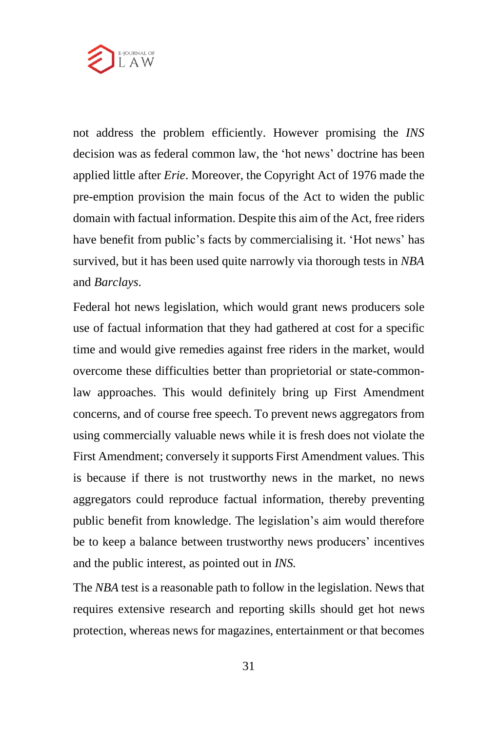not address the problem efficiently. However promising the *INS* decision was as federal common law, the 'hot news' doctrine has been applied little after *Erie*. Moreover, the Copyright Act of 1976 made the pre-emption provision the main focus of the Act to widen the public domain with factual information. Despite this aim of the Act, free riders have benefit from public's facts by commercialising it. 'Hot news' has survived, but it has been used quite narrowly via thorough tests in *NBA* and *Barclays*.

Federal hot news legislation, which would grant news producers sole use of factual information that they had gathered at cost for a specific time and would give remedies against free riders in the market, would overcome these difficulties better than proprietorial or state-common-law approaches. This would definitely bring up First Amendment concerns, and of course free speech. To prevent news aggregators from using commercially valuable news while it is fresh does not violate the First Amendment; conversely it supports First Amendment values. This is because if there is not trustworthy news in the market, no news aggregators could reproduce factual information, thereby preventing public benefit from knowledge. The legislation's aim would therefore be to keep a balance between trustworthy news producers' incentives and the public interest, as pointed out in *INS.*

The *NBA* test is a reasonable path to follow in the legislation. News that requires extensive research and reporting skills should get hot news protection, whereas news for magazines, entertainment or that becomes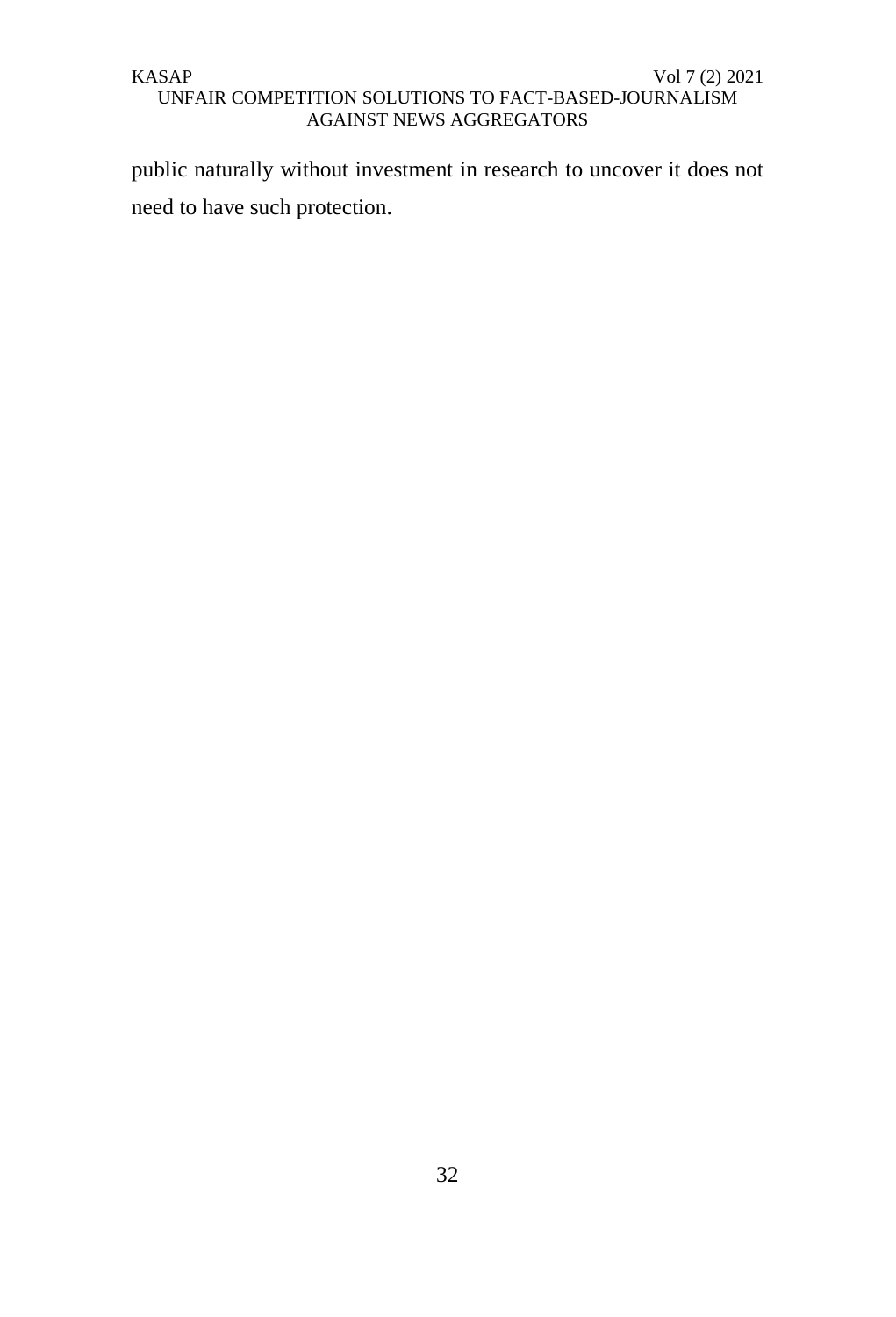public naturally without investment in research to uncover it does not need to have such protection.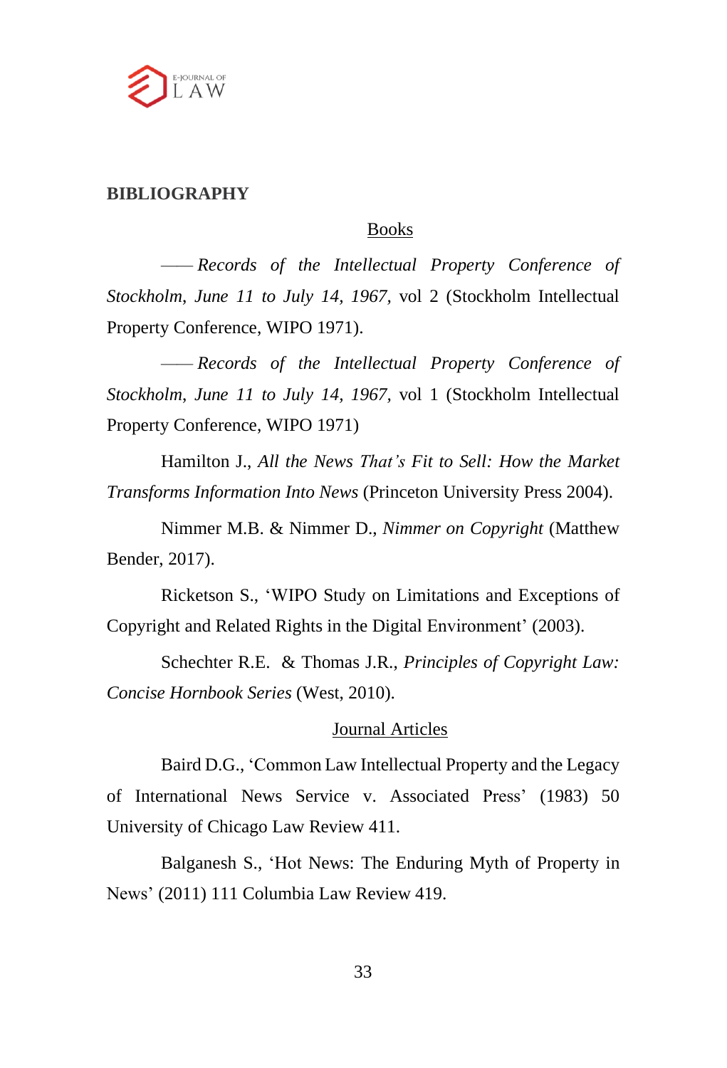## BIBLIOGRAPHY

### Books

—— *Records of the Intellectual Property Conference of Stockholm, June 11 to July 14, 1967,* vol 2 (Stockholm Intellectual Property Conference, WIPO 1971).

—— *Records of the Intellectual Property Conference of Stockholm, June 11 to July 14, 1967,* vol 1 (Stockholm Intellectual Property Conference, WIPO 1971)

Hamilton J., *All the News That's Fit to Sell: How the Market Transforms Information Into News* (Princeton University Press 2004).

Nimmer M.B. & Nimmer D., *Nimmer on Copyright* (Matthew Bender, 2017).

Ricketson S., 'WIPO Study on Limitations and Exceptions of Copyright and Related Rights in the Digital Environment' (2003).

Schechter R.E. & Thomas J.R., *Principles of Copyright Law: Concise Hornbook Series* (West, 2010).

### Journal Articles

Baird D.G., 'Common Law Intellectual Property and the Legacy of International News Service v. Associated Press' (1983) 50 University of Chicago Law Review 411.

Balganesh S., 'Hot News: The Enduring Myth of Property in News' (2011) 111 Columbia Law Review 419.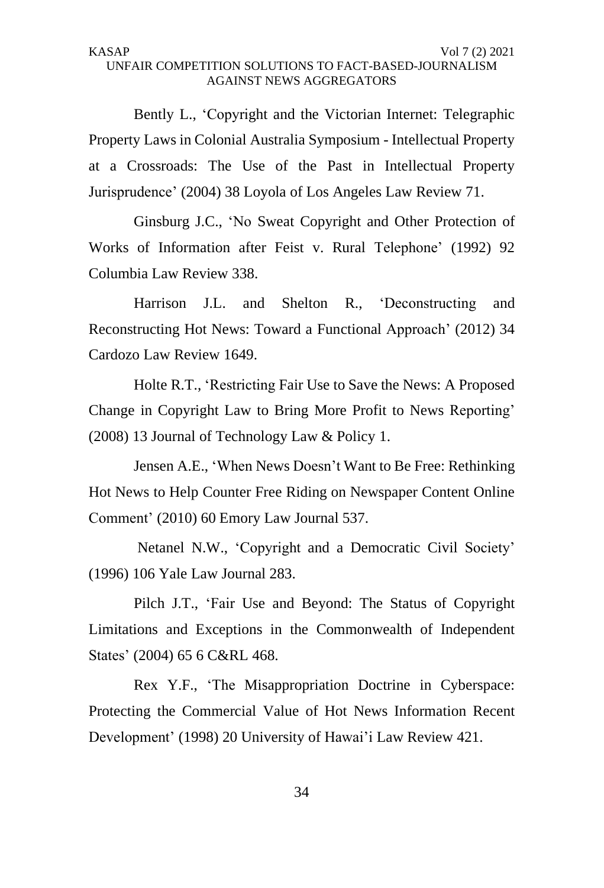Bently L., 'Copyright and the Victorian Internet: Telegraphic Property Laws in Colonial Australia Symposium - Intellectual Property at a Crossroads: The Use of the Past in Intellectual Property Jurisprudence' (2004) 38 Loyola of Los Angeles Law Review 71.

Ginsburg J.C., 'No Sweat Copyright and Other Protection of Works of Information after Feist v. Rural Telephone' (1992) 92 Columbia Law Review 338.

Harrison J.L. and Shelton R., 'Deconstructing and Reconstructing Hot News: Toward a Functional Approach' (2012) 34 Cardozo Law Review 1649.

Holte R.T., 'Restricting Fair Use to Save the News: A Proposed Change in Copyright Law to Bring More Profit to News Reporting' (2008) 13 Journal of Technology Law & Policy 1.

Jensen A.E., 'When News Doesn't Want to Be Free: Rethinking Hot News to Help Counter Free Riding on Newspaper Content Online Comment' (2010) 60 Emory Law Journal 537.

Netanel N.W., 'Copyright and a Democratic Civil Society' (1996) 106 Yale Law Journal 283.

Pilch J.T., 'Fair Use and Beyond: The Status of Copyright Limitations and Exceptions in the Commonwealth of Independent States' (2004) 65 6 C&RL 468.

Rex Y.F., 'The Misappropriation Doctrine in Cyberspace: Protecting the Commercial Value of Hot News Information Recent Development' (1998) 20 University of Hawai'i Law Review 421.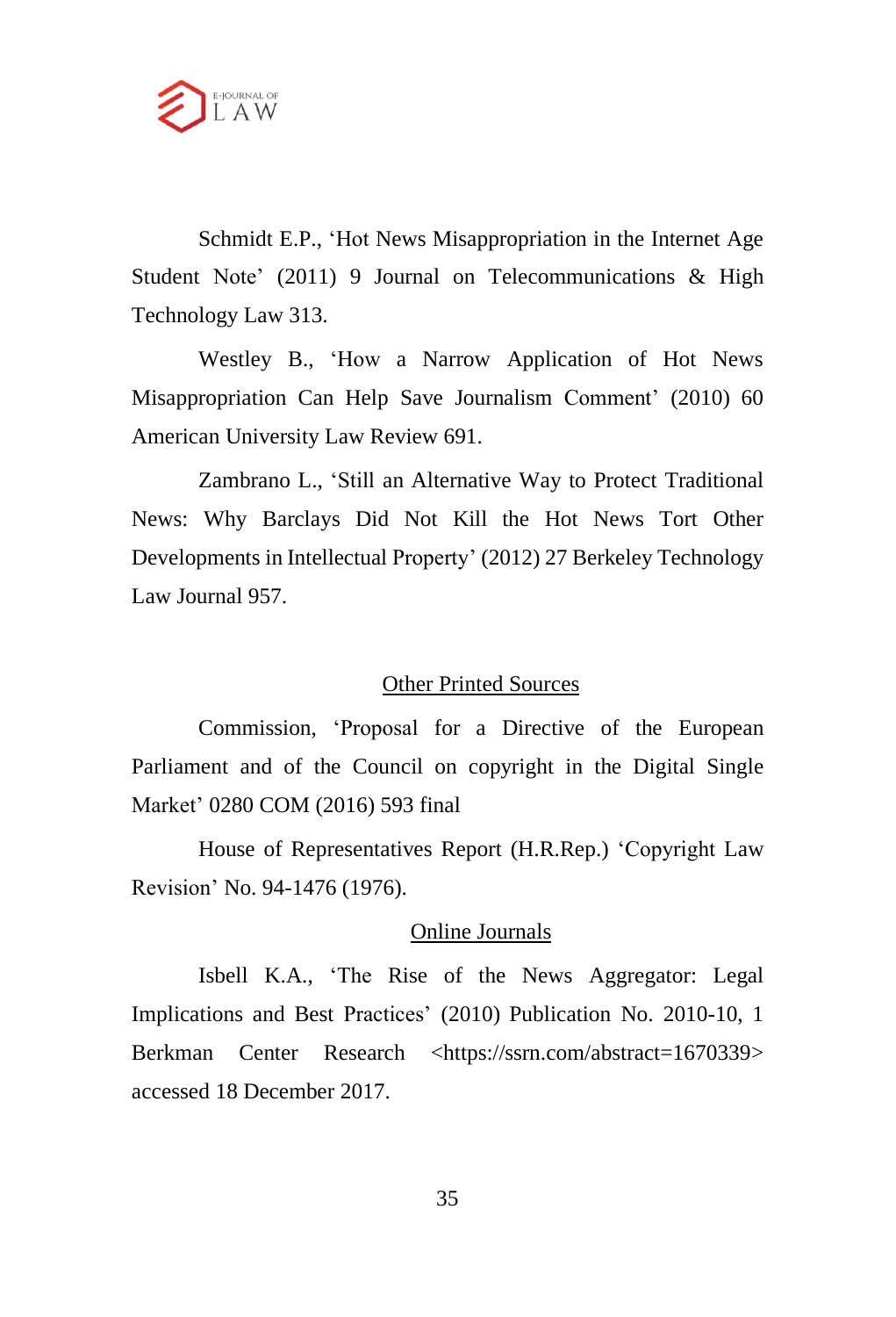Schmidt E.P., 'Hot News Misappropriation in the Internet Age Student Note' (2011) 9 Journal on Telecommunications & High Technology Law 313.

Westley B., 'How a Narrow Application of Hot News Misappropriation Can Help Save Journalism Comment' (2010) 60 American University Law Review 691.

Zambrano L., 'Still an Alternative Way to Protect Traditional News: Why Barclays Did Not Kill the Hot News Tort Other Developments in Intellectual Property' (2012) 27 Berkeley Technology Law Journal 957.

## Other Printed Sources

Commission, 'Proposal for a Directive of the European Parliament and of the Council on copyright in the Digital Single Market' 0280 COM (2016) 593 final

House of Representatives Report (H.R.Rep.) 'Copyright Law Revision' No. 94-1476 (1976).

## Online Journals

Isbell K.A., 'The Rise of the News Aggregator: Legal Implications and Best Practices' (2010) Publication No. 2010-10, 1 Berkman Center Research <https://ssrn.com/abstract=1670339> accessed 18 December 2017.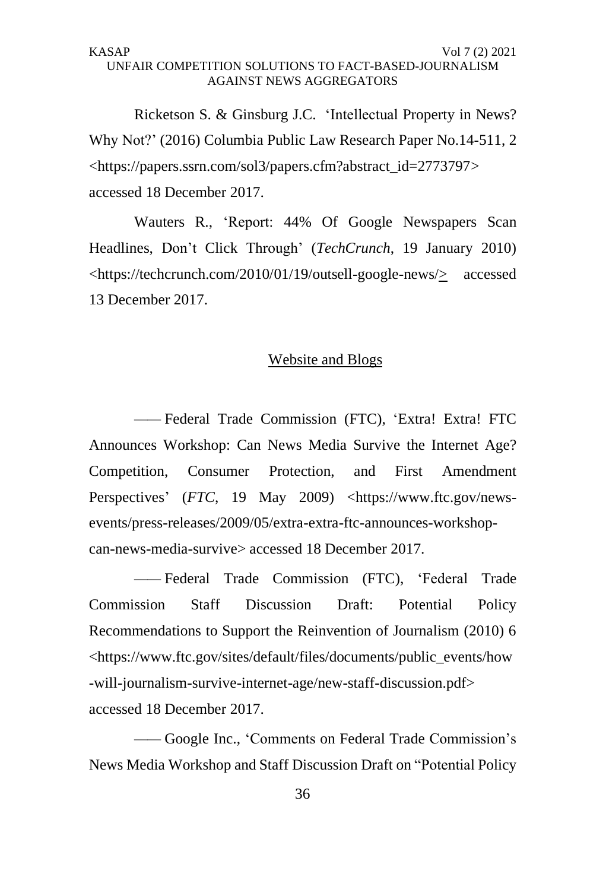Ricketson S. & Ginsburg J.C. 'Intellectual Property in News? Why Not?' (2016) Columbia Public Law Research Paper No.14-511, 2 <https://papers.ssrn.com/sol3/papers.cfm?abstract_id=2773797> accessed 18 December 2017.

Wauters R., 'Report: 44% Of Google Newspapers Scan Headlines, Don't Click Through' (*TechCrunch*, 19 January 2010) <https://techcrunch.com/2010/01/19/outsell-google-news/> accessed 13 December 2017.

## Website and Blogs

—— Federal Trade Commission (FTC), 'Extra! Extra! FTC Announces Workshop: Can News Media Survive the Internet Age? Competition, Consumer Protection, and First Amendment Perspectives' (*FTC*, 19 May 2009) <https://www.ftc.gov/news-events/press-releases/2009/05/extra-extra-ftc-announces-workshop-can-news-media-survive> accessed 18 December 2017.

—— Federal Trade Commission (FTC), 'Federal Trade Commission Staff Discussion Draft: Potential Policy Recommendations to Support the Reinvention of Journalism (2010) 6 <https://www.ftc.gov/sites/default/files/documents/public_events/how-will-journalism-survive-internet-age/new-staff-discussion.pdf> accessed 18 December 2017.

—— Google Inc., 'Comments on Federal Trade Commission's News Media Workshop and Staff Discussion Draft on "Potential Policy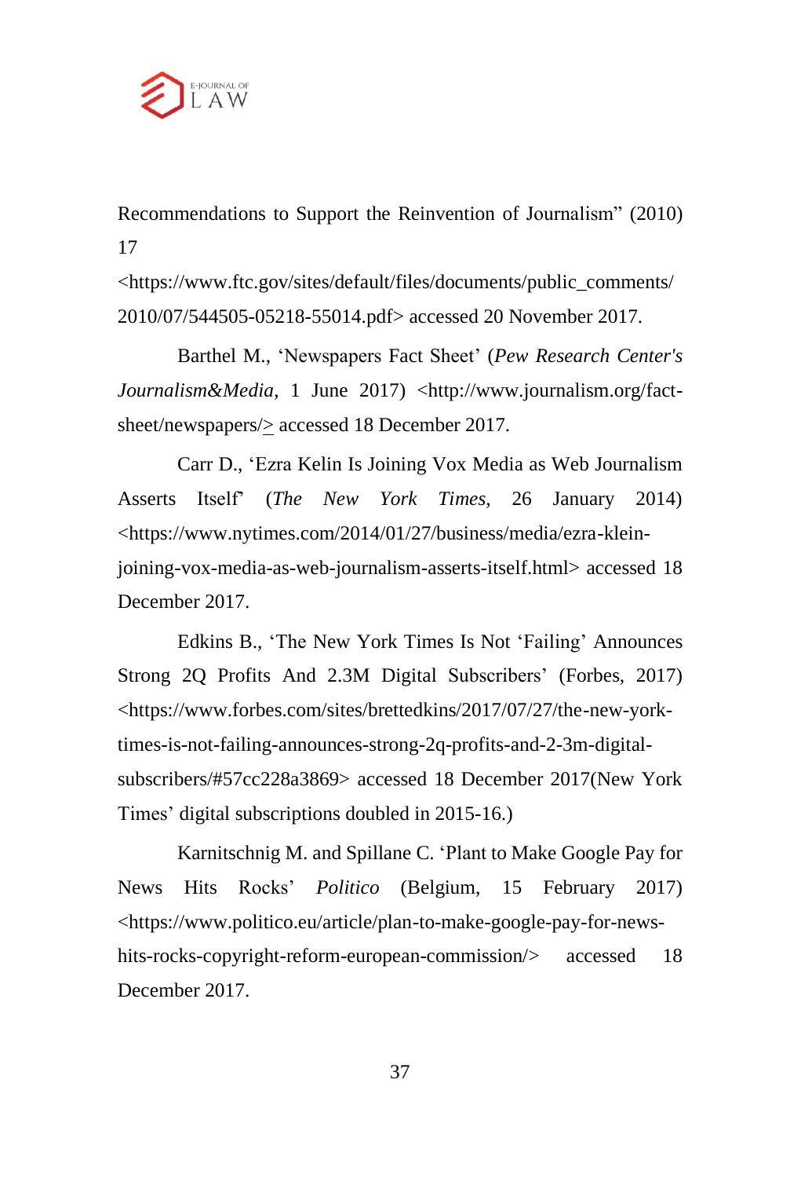Recommendations to Support the Reinvention of Journalism" (2010) 17 <https://www.ftc.gov/sites/default/files/documents/public_comments/2010/07/544505-05218-55014.pdf> accessed 20 November 2017.

Barthel M., 'Newspapers Fact Sheet' (*Pew Research Center's Journalism&Media*, 1 June 2017) <http://www.journalism.org/fact-sheet/newspapers/> accessed 18 December 2017.

Carr D., 'Ezra Kelin Is Joining Vox Media as Web Journalism Asserts Itself' (*The New York Times*, 26 January 2014) <https://www.nytimes.com/2014/01/27/business/media/ezra-klein-joining-vox-media-as-web-journalism-asserts-itself.html> accessed 18 December 2017.

Edkins B., 'The New York Times Is Not 'Failing' Announces Strong 2Q Profits And 2.3M Digital Subscribers' (Forbes, 2017) <https://www.forbes.com/sites/brettedkins/2017/07/27/the-new-york-times-is-not-failing-announces-strong-2q-profits-and-2-3m-digital-subscribers/#57cc228a3869> accessed 18 December 2017(New York Times' digital subscriptions doubled in 2015-16.)

Karnitschnig M. and Spillane C. 'Plant to Make Google Pay for News Hits Rocks' *Politico* (Belgium, 15 February 2017) <https://www.politico.eu/article/plan-to-make-google-pay-for-news-hits-rocks-copyright-reform-european-commission/> accessed 18 December 2017.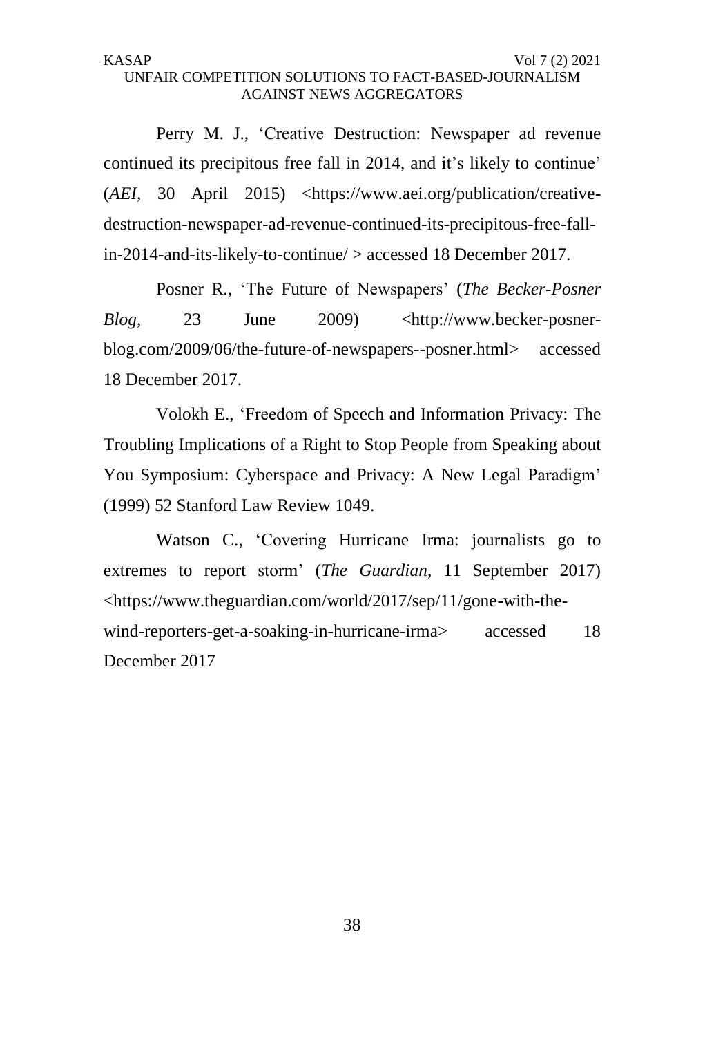Perry M. J., 'Creative Destruction: Newspaper ad revenue continued its precipitous free fall in 2014, and it's likely to continue' (*AEI*, 30 April 2015) <https://www.aei.org/publication/creative-destruction-newspaper-ad-revenue-continued-its-precipitous-free-fall-in-2014-and-its-likely-to-continue/ > accessed 18 December 2017.

Posner R., 'The Future of Newspapers' (*The Becker-Posner Blog*, 23 June 2009) <http://www.becker-posner-blog.com/2009/06/the-future-of-newspapers--posner.html> accessed 18 December 2017.

Volokh E., 'Freedom of Speech and Information Privacy: The Troubling Implications of a Right to Stop People from Speaking about You Symposium: Cyberspace and Privacy: A New Legal Paradigm' (1999) 52 Stanford Law Review 1049.

Watson C., 'Covering Hurricane Irma: journalists go to extremes to report storm' (*The Guardian*, 11 September 2017) <https://www.theguardian.com/world/2017/sep/11/gone-with-the-wind-reporters-get-a-soaking-in-hurricane-irma> accessed 18 December 2017